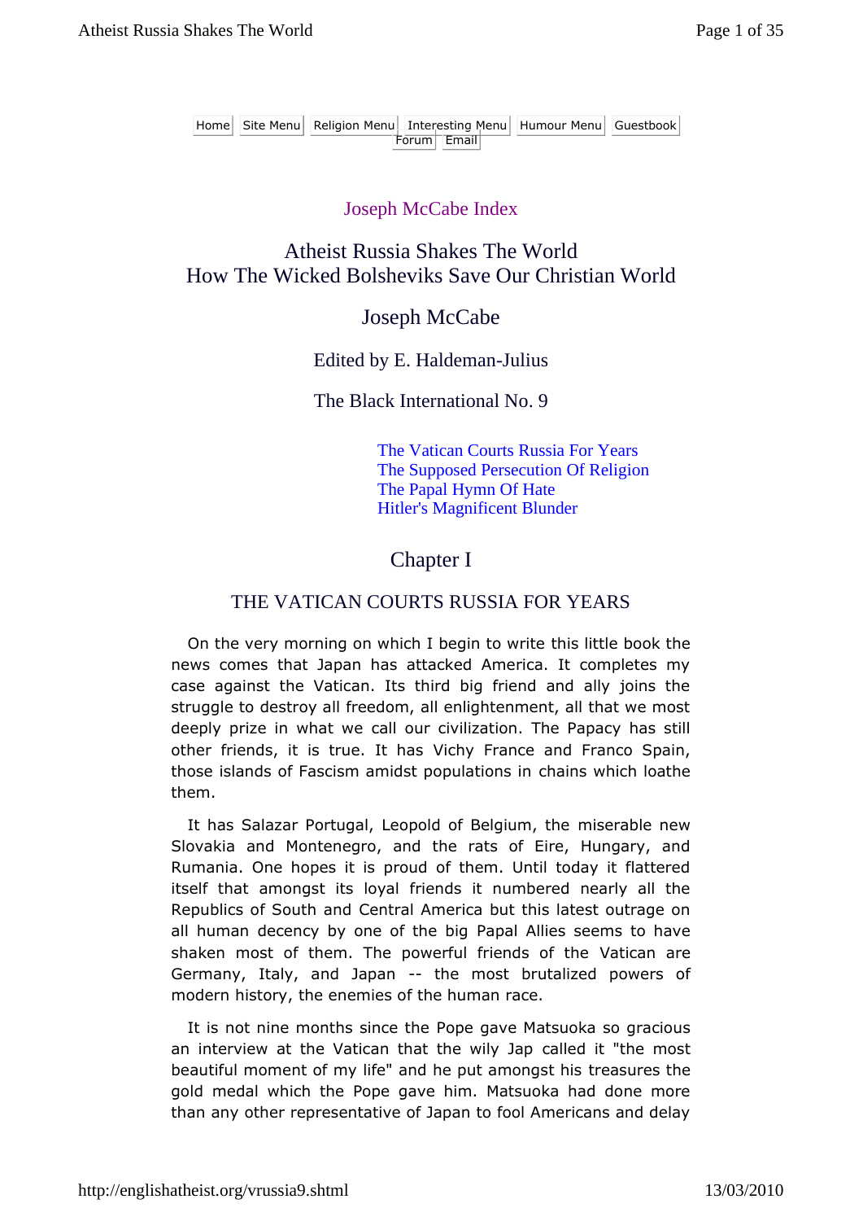Home | Site Menu | Religion Menu | Interesting Menu | Humour Menu | Guestbook | Forum | Email

Joseph McCabe Index

# Atheist Russia Shakes The World
# How The Wicked Bolsheviks Save Our Christian World

## Joseph McCabe

Edited by E. Haldeman-Julius

The Black International No. 9

- The Vatican Courts Russia For Years
- The Supposed Persecution Of Religion
- The Papal Hymn Of Hate
- Hitler's Magnificent Blunder

## Chapter I

### THE VATICAN COURTS RUSSIA FOR YEARS

On the very morning on which I begin to write this little book the news comes that Japan has attacked America. It completes my case against the Vatican. Its third big friend and ally joins the struggle to destroy all freedom, all enlightenment, all that we most deeply prize in what we call our civilization. The Papacy has still other friends, it is true. It has Vichy France and Franco Spain, those islands of Fascism amidst populations in chains which loathe them.

It has Salazar Portugal, Leopold of Belgium, the miserable new Slovakia and Montenegro, and the rats of Eire, Hungary, and Rumania. One hopes it is proud of them. Until today it flattered itself that amongst its loyal friends it numbered nearly all the Republics of South and Central America but this latest outrage on all human decency by one of the big Papal Allies seems to have shaken most of them. The powerful friends of the Vatican are Germany, Italy, and Japan -- the most brutalized powers of modern history, the enemies of the human race.

It is not nine months since the Pope gave Matsuoka so gracious an interview at the Vatican that the wily Jap called it "the most beautiful moment of my life" and he put amongst his treasures the gold medal which the Pope gave him. Matsuoka had done more than any other representative of Japan to fool Americans and delay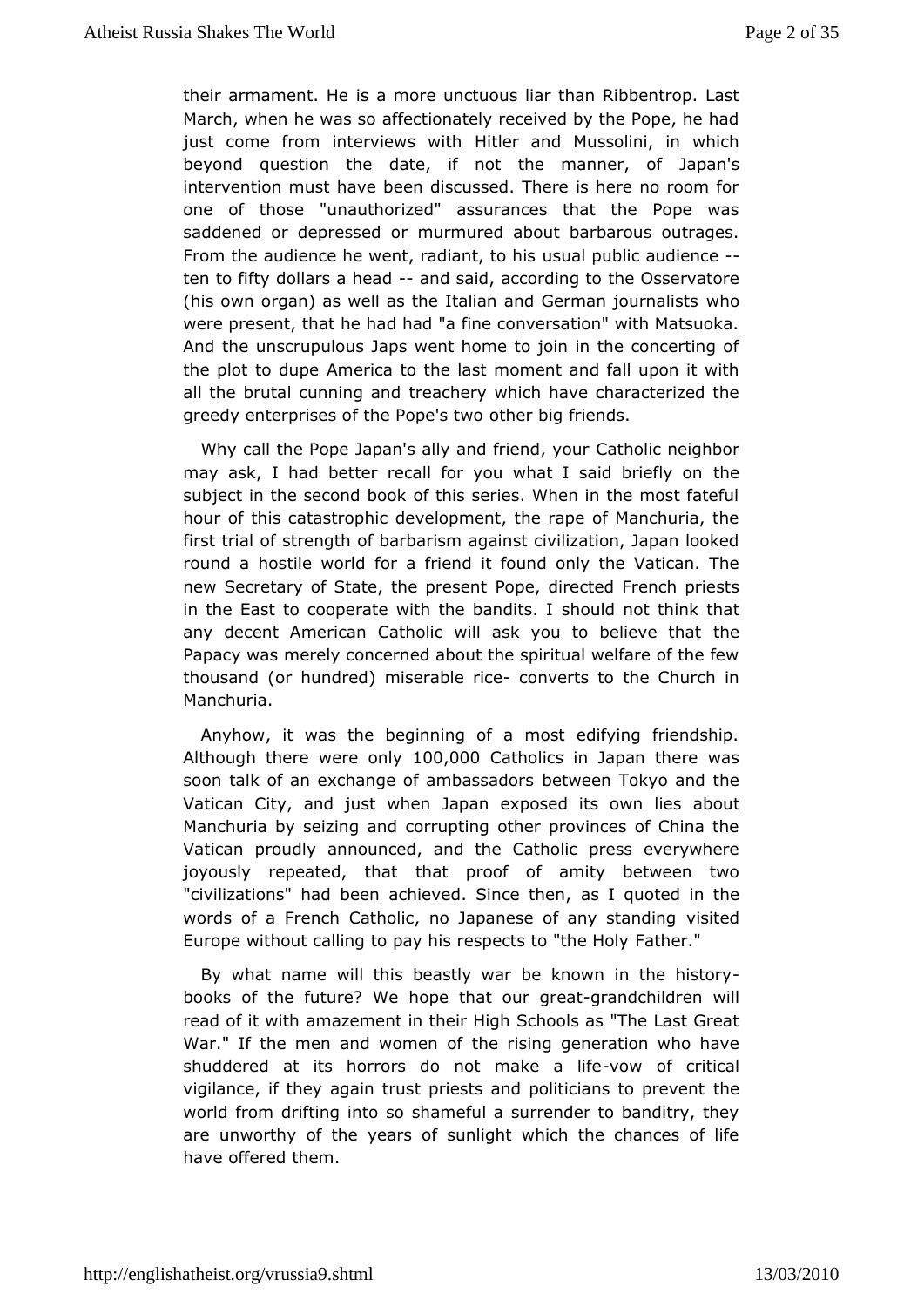their armament. He is a more unctuous liar than Ribbentrop. Last March, when he was so affectionately received by the Pope, he had just come from interviews with Hitler and Mussolini, in which beyond question the date, if not the manner, of Japan's intervention must have been discussed. There is here no room for one of those "unauthorized" assurances that the Pope was saddened or depressed or murmured about barbarous outrages. From the audience he went, radiant, to his usual public audience -- ten to fifty dollars a head -- and said, according to the Osservatore (his own organ) as well as the Italian and German journalists who were present, that he had had "a fine conversation" with Matsuoka. And the unscrupulous Japs went home to join in the concerting of the plot to dupe America to the last moment and fall upon it with all the brutal cunning and treachery which have characterized the greedy enterprises of the Pope's two other big friends.

Why call the Pope Japan's ally and friend, your Catholic neighbor may ask, I had better recall for you what I said briefly on the subject in the second book of this series. When in the most fateful hour of this catastrophic development, the rape of Manchuria, the first trial of strength of barbarism against civilization, Japan looked round a hostile world for a friend it found only the Vatican. The new Secretary of State, the present Pope, directed French priests in the East to cooperate with the bandits. I should not think that any decent American Catholic will ask you to believe that the Papacy was merely concerned about the spiritual welfare of the few thousand (or hundred) miserable rice- converts to the Church in Manchuria.

Anyhow, it was the beginning of a most edifying friendship. Although there were only 100,000 Catholics in Japan there was soon talk of an exchange of ambassadors between Tokyo and the Vatican City, and just when Japan exposed its own lies about Manchuria by seizing and corrupting other provinces of China the Vatican proudly announced, and the Catholic press everywhere joyously repeated, that that proof of amity between two "civilizations" had been achieved. Since then, as I quoted in the words of a French Catholic, no Japanese of any standing visited Europe without calling to pay his respects to "the Holy Father."

By what name will this beastly war be known in the history-books of the future? We hope that our great-grandchildren will read of it with amazement in their High Schools as "The Last Great War." If the men and women of the rising generation who have shuddered at its horrors do not make a life-vow of critical vigilance, if they again trust priests and politicians to prevent the world from drifting into so shameful a surrender to banditry, they are unworthy of the years of sunlight which the chances of life have offered them.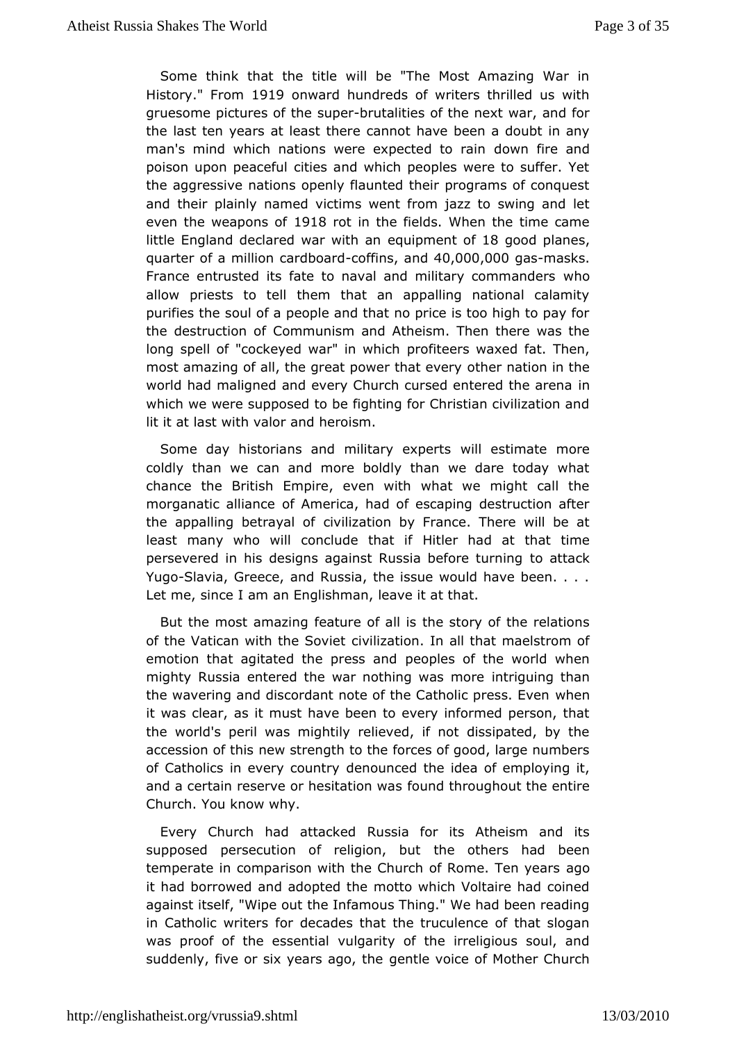Some think that the title will be "The Most Amazing War in History." From 1919 onward hundreds of writers thrilled us with gruesome pictures of the super-brutalities of the next war, and for the last ten years at least there cannot have been a doubt in any man's mind which nations were expected to rain down fire and poison upon peaceful cities and which peoples were to suffer. Yet the aggressive nations openly flaunted their programs of conquest and their plainly named victims went from jazz to swing and let even the weapons of 1918 rot in the fields. When the time came little England declared war with an equipment of 18 good planes, quarter of a million cardboard-coffins, and 40,000,000 gas-masks. France entrusted its fate to naval and military commanders who allow priests to tell them that an appalling national calamity purifies the soul of a people and that no price is too high to pay for the destruction of Communism and Atheism. Then there was the long spell of "cockeyed war" in which profiteers waxed fat. Then, most amazing of all, the great power that every other nation in the world had maligned and every Church cursed entered the arena in which we were supposed to be fighting for Christian civilization and lit it at last with valor and heroism.

Some day historians and military experts will estimate more coldly than we can and more boldly than we dare today what chance the British Empire, even with what we might call the morganatic alliance of America, had of escaping destruction after the appalling betrayal of civilization by France. There will be at least many who will conclude that if Hitler had at that time persevered in his designs against Russia before turning to attack Yugo-Slavia, Greece, and Russia, the issue would have been. . . . Let me, since I am an Englishman, leave it at that.

But the most amazing feature of all is the story of the relations of the Vatican with the Soviet civilization. In all that maelstrom of emotion that agitated the press and peoples of the world when mighty Russia entered the war nothing was more intriguing than the wavering and discordant note of the Catholic press. Even when it was clear, as it must have been to every informed person, that the world's peril was mightily relieved, if not dissipated, by the accession of this new strength to the forces of good, large numbers of Catholics in every country denounced the idea of employing it, and a certain reserve or hesitation was found throughout the entire Church. You know why.

Every Church had attacked Russia for its Atheism and its supposed persecution of religion, but the others had been temperate in comparison with the Church of Rome. Ten years ago it had borrowed and adopted the motto which Voltaire had coined against itself, "Wipe out the Infamous Thing." We had been reading in Catholic writers for decades that the truculence of that slogan was proof of the essential vulgarity of the irreligious soul, and suddenly, five or six years ago, the gentle voice of Mother Church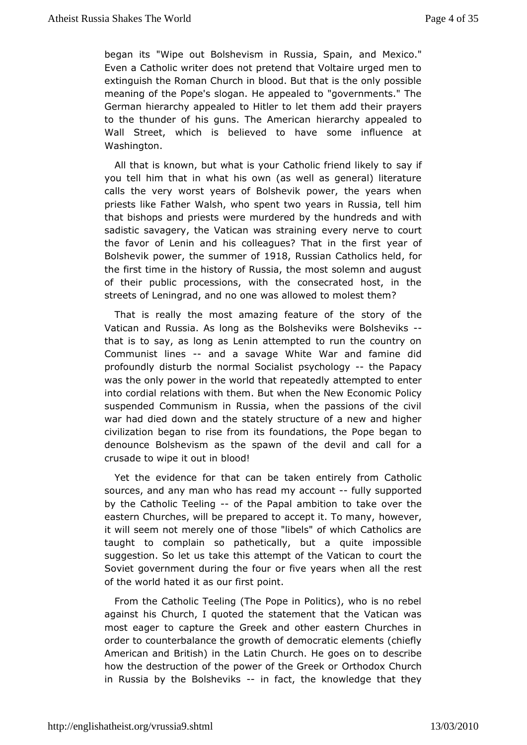began its "Wipe out Bolshevism in Russia, Spain, and Mexico." Even a Catholic writer does not pretend that Voltaire urged men to extinguish the Roman Church in blood. But that is the only possible meaning of the Pope's slogan. He appealed to "governments." The German hierarchy appealed to Hitler to let them add their prayers to the thunder of his guns. The American hierarchy appealed to Wall Street, which is believed to have some influence at Washington.

All that is known, but what is your Catholic friend likely to say if you tell him that in what his own (as well as general) literature calls the very worst years of Bolshevik power, the years when priests like Father Walsh, who spent two years in Russia, tell him that bishops and priests were murdered by the hundreds and with sadistic savagery, the Vatican was straining every nerve to court the favor of Lenin and his colleagues? That in the first year of Bolshevik power, the summer of 1918, Russian Catholics held, for the first time in the history of Russia, the most solemn and august of their public processions, with the consecrated host, in the streets of Leningrad, and no one was allowed to molest them?

That is really the most amazing feature of the story of the Vatican and Russia. As long as the Bolsheviks were Bolsheviks -- that is to say, as long as Lenin attempted to run the country on Communist lines -- and a savage White War and famine did profoundly disturb the normal Socialist psychology -- the Papacy was the only power in the world that repeatedly attempted to enter into cordial relations with them. But when the New Economic Policy suspended Communism in Russia, when the passions of the civil war had died down and the stately structure of a new and higher civilization began to rise from its foundations, the Pope began to denounce Bolshevism as the spawn of the devil and call for a crusade to wipe it out in blood!

Yet the evidence for that can be taken entirely from Catholic sources, and any man who has read my account -- fully supported by the Catholic Teeling -- of the Papal ambition to take over the eastern Churches, will be prepared to accept it. To many, however, it will seem not merely one of those "libels" of which Catholics are taught to complain so pathetically, but a quite impossible suggestion. So let us take this attempt of the Vatican to court the Soviet government during the four or five years when all the rest of the world hated it as our first point.

From the Catholic Teeling (The Pope in Politics), who is no rebel against his Church, I quoted the statement that the Vatican was most eager to capture the Greek and other eastern Churches in order to counterbalance the growth of democratic elements (chiefly American and British) in the Latin Church. He goes on to describe how the destruction of the power of the Greek or Orthodox Church in Russia by the Bolsheviks -- in fact, the knowledge that they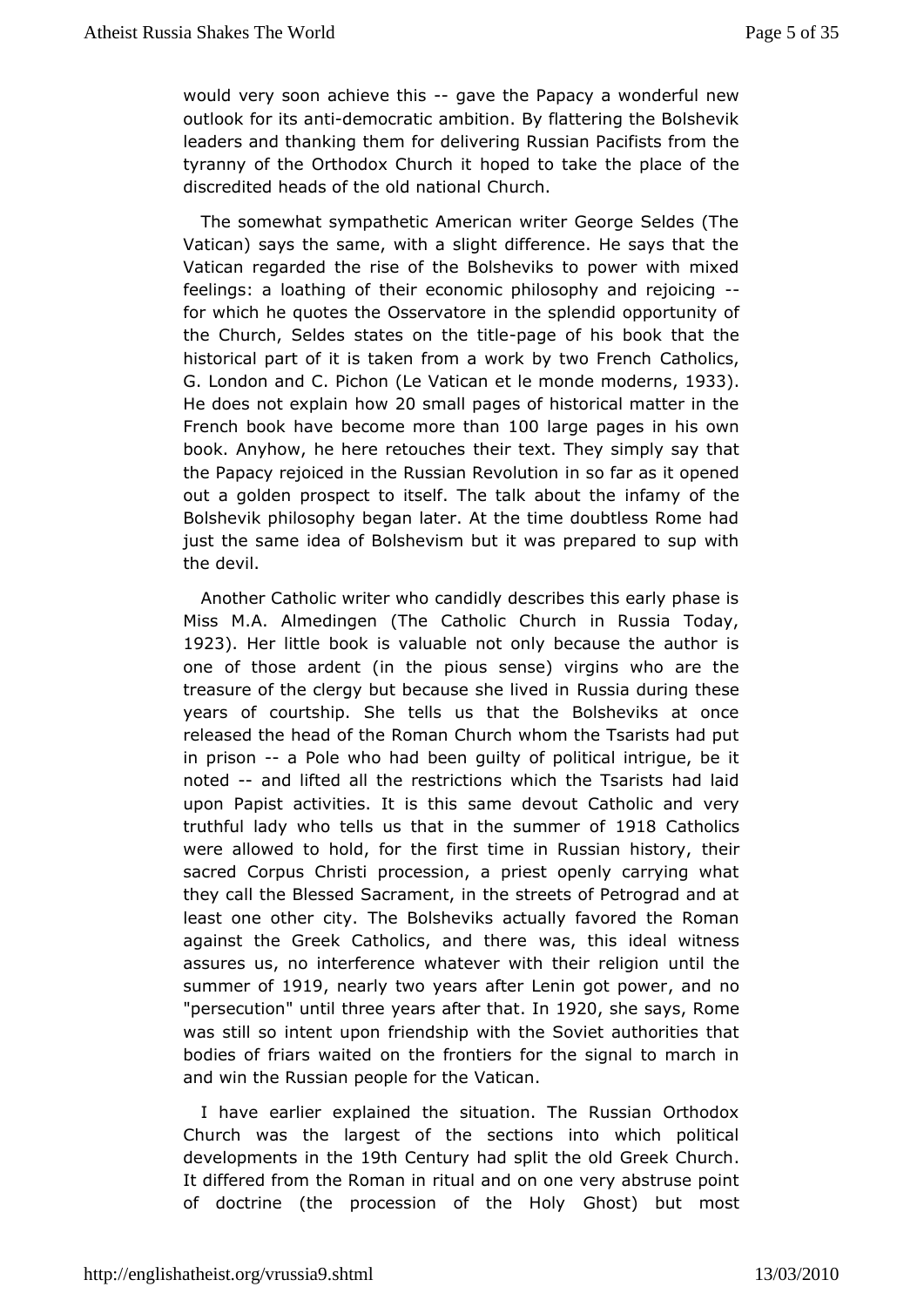would very soon achieve this -- gave the Papacy a wonderful new outlook for its anti-democratic ambition. By flattering the Bolshevik leaders and thanking them for delivering Russian Pacifists from the tyranny of the Orthodox Church it hoped to take the place of the discredited heads of the old national Church.

The somewhat sympathetic American writer George Seldes (The Vatican) says the same, with a slight difference. He says that the Vatican regarded the rise of the Bolsheviks to power with mixed feelings: a loathing of their economic philosophy and rejoicing -- for which he quotes the Osservatore in the splendid opportunity of the Church, Seldes states on the title-page of his book that the historical part of it is taken from a work by two French Catholics, G. London and C. Pichon (Le Vatican et le monde moderns, 1933). He does not explain how 20 small pages of historical matter in the French book have become more than 100 large pages in his own book. Anyhow, he here retouches their text. They simply say that the Papacy rejoiced in the Russian Revolution in so far as it opened out a golden prospect to itself. The talk about the infamy of the Bolshevik philosophy began later. At the time doubtless Rome had just the same idea of Bolshevism but it was prepared to sup with the devil.

Another Catholic writer who candidly describes this early phase is Miss M.A. Almedingen (The Catholic Church in Russia Today, 1923). Her little book is valuable not only because the author is one of those ardent (in the pious sense) virgins who are the treasure of the clergy but because she lived in Russia during these years of courtship. She tells us that the Bolsheviks at once released the head of the Roman Church whom the Tsarists had put in prison -- a Pole who had been guilty of political intrigue, be it noted -- and lifted all the restrictions which the Tsarists had laid upon Papist activities. It is this same devout Catholic and very truthful lady who tells us that in the summer of 1918 Catholics were allowed to hold, for the first time in Russian history, their sacred Corpus Christi procession, a priest openly carrying what they call the Blessed Sacrament, in the streets of Petrograd and at least one other city. The Bolsheviks actually favored the Roman against the Greek Catholics, and there was, this ideal witness assures us, no interference whatever with their religion until the summer of 1919, nearly two years after Lenin got power, and no "persecution" until three years after that. In 1920, she says, Rome was still so intent upon friendship with the Soviet authorities that bodies of friars waited on the frontiers for the signal to march in and win the Russian people for the Vatican.

I have earlier explained the situation. The Russian Orthodox Church was the largest of the sections into which political developments in the 19th Century had split the old Greek Church. It differed from the Roman in ritual and on one very abstruse point of doctrine (the procession of the Holy Ghost) but most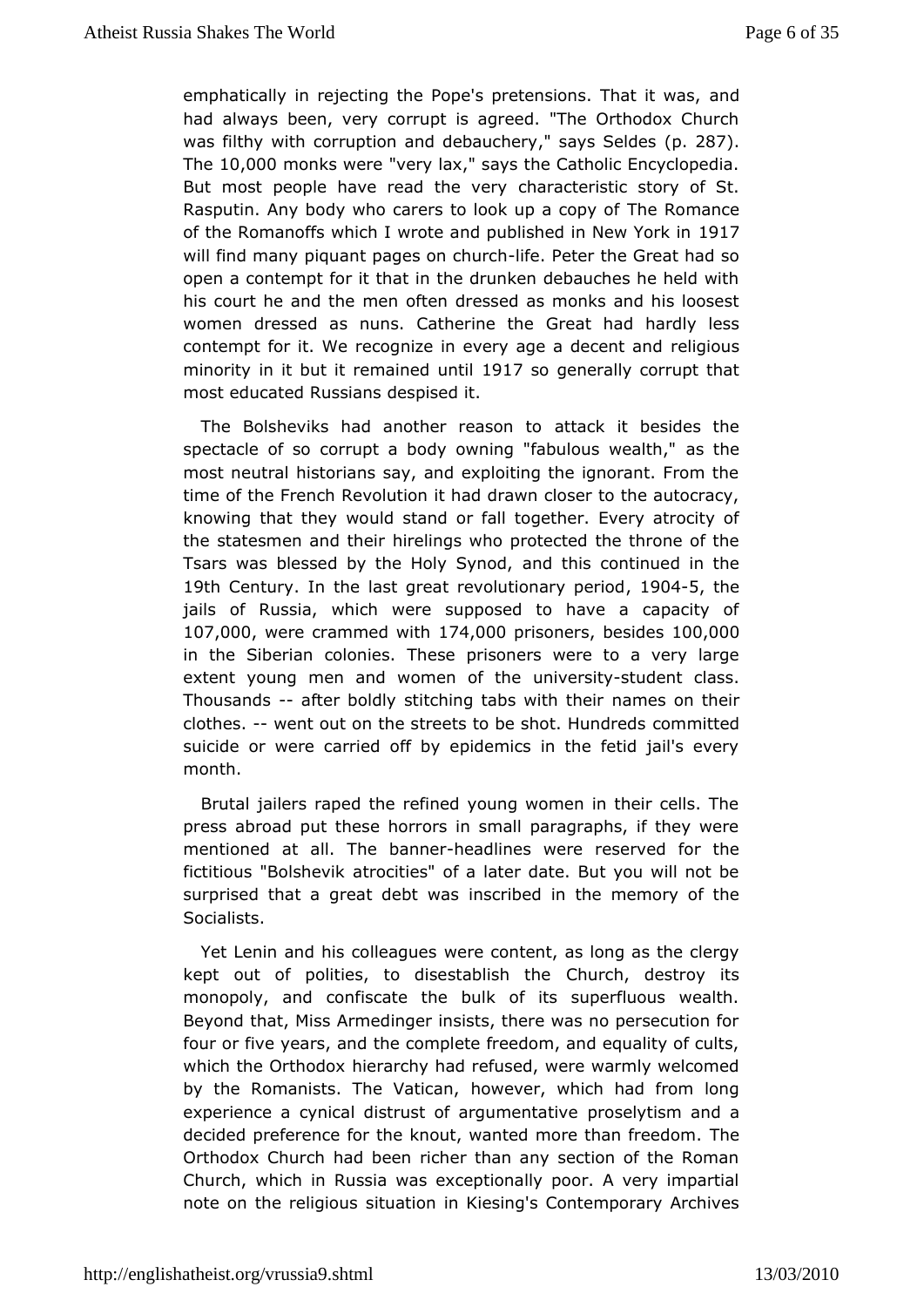emphatically in rejecting the Pope's pretensions. That it was, and had always been, very corrupt is agreed. "The Orthodox Church was filthy with corruption and debauchery," says Seldes (p. 287). The 10,000 monks were "very lax," says the Catholic Encyclopedia. But most people have read the very characteristic story of St. Rasputin. Any body who carers to look up a copy of The Romance of the Romanoffs which I wrote and published in New York in 1917 will find many piquant pages on church-life. Peter the Great had so open a contempt for it that in the drunken debauches he held with his court he and the men often dressed as monks and his loosest women dressed as nuns. Catherine the Great had hardly less contempt for it. We recognize in every age a decent and religious minority in it but it remained until 1917 so generally corrupt that most educated Russians despised it.

The Bolsheviks had another reason to attack it besides the spectacle of so corrupt a body owning "fabulous wealth," as the most neutral historians say, and exploiting the ignorant. From the time of the French Revolution it had drawn closer to the autocracy, knowing that they would stand or fall together. Every atrocity of the statesmen and their hirelings who protected the throne of the Tsars was blessed by the Holy Synod, and this continued in the 19th Century. In the last great revolutionary period, 1904-5, the jails of Russia, which were supposed to have a capacity of 107,000, were crammed with 174,000 prisoners, besides 100,000 in the Siberian colonies. These prisoners were to a very large extent young men and women of the university-student class. Thousands -- after boldly stitching tabs with their names on their clothes. -- went out on the streets to be shot. Hundreds committed suicide or were carried off by epidemics in the fetid jail's every month.

Brutal jailers raped the refined young women in their cells. The press abroad put these horrors in small paragraphs, if they were mentioned at all. The banner-headlines were reserved for the fictitious "Bolshevik atrocities" of a later date. But you will not be surprised that a great debt was inscribed in the memory of the Socialists.

Yet Lenin and his colleagues were content, as long as the clergy kept out of polities, to disestablish the Church, destroy its monopoly, and confiscate the bulk of its superfluous wealth. Beyond that, Miss Armedinger insists, there was no persecution for four or five years, and the complete freedom, and equality of cults, which the Orthodox hierarchy had refused, were warmly welcomed by the Romanists. The Vatican, however, which had from long experience a cynical distrust of argumentative proselytism and a decided preference for the knout, wanted more than freedom. The Orthodox Church had been richer than any section of the Roman Church, which in Russia was exceptionally poor. A very impartial note on the religious situation in Kiesing's Contemporary Archives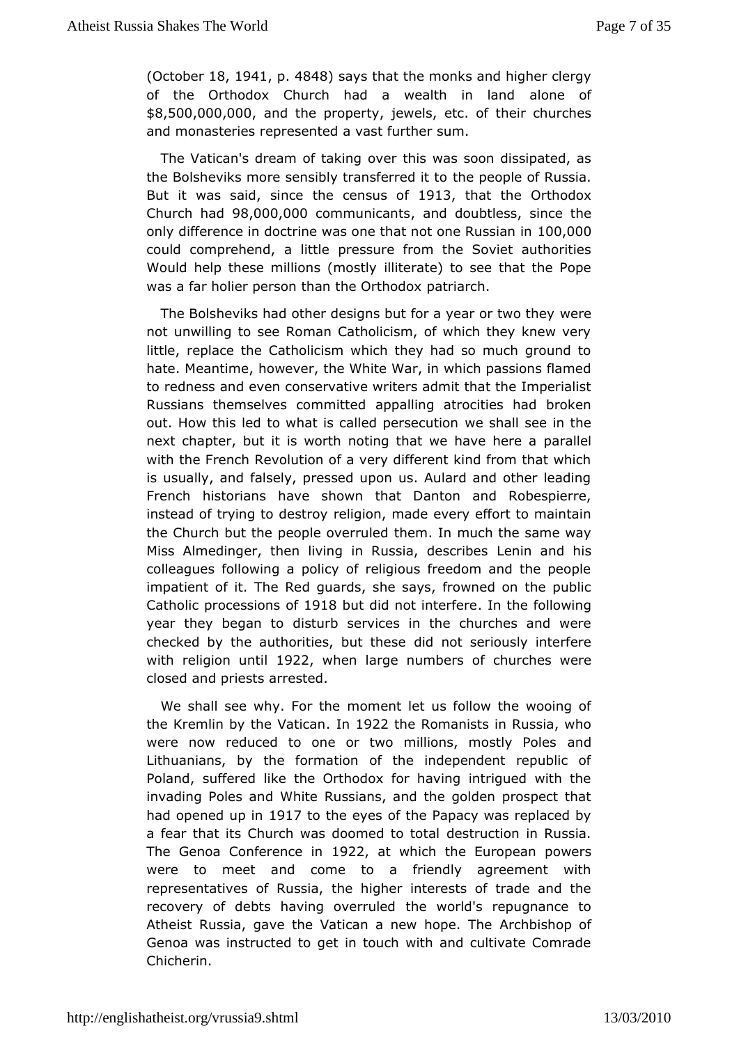(October 18, 1941, p. 4848) says that the monks and higher clergy of the Orthodox Church had a wealth in land alone of $8,500,000,000, and the property, jewels, etc. of their churches and monasteries represented a vast further sum.

The Vatican's dream of taking over this was soon dissipated, as the Bolsheviks more sensibly transferred it to the people of Russia. But it was said, since the census of 1913, that the Orthodox Church had 98,000,000 communicants, and doubtless, since the only difference in doctrine was one that not one Russian in 100,000 could comprehend, a little pressure from the Soviet authorities Would help these millions (mostly illiterate) to see that the Pope was a far holier person than the Orthodox patriarch.

The Bolsheviks had other designs but for a year or two they were not unwilling to see Roman Catholicism, of which they knew very little, replace the Catholicism which they had so much ground to hate. Meantime, however, the White War, in which passions flamed to redness and even conservative writers admit that the Imperialist Russians themselves committed appalling atrocities had broken out. How this led to what is called persecution we shall see in the next chapter, but it is worth noting that we have here a parallel with the French Revolution of a very different kind from that which is usually, and falsely, pressed upon us. Aulard and other leading French historians have shown that Danton and Robespierre, instead of trying to destroy religion, made every effort to maintain the Church but the people overruled them. In much the same way Miss Almedinger, then living in Russia, describes Lenin and his colleagues following a policy of religious freedom and the people impatient of it. The Red guards, she says, frowned on the public Catholic processions of 1918 but did not interfere. In the following year they began to disturb services in the churches and were checked by the authorities, but these did not seriously interfere with religion until 1922, when large numbers of churches were closed and priests arrested.

We shall see why. For the moment let us follow the wooing of the Kremlin by the Vatican. In 1922 the Romanists in Russia, who were now reduced to one or two millions, mostly Poles and Lithuanians, by the formation of the independent republic of Poland, suffered like the Orthodox for having intrigued with the invading Poles and White Russians, and the golden prospect that had opened up in 1917 to the eyes of the Papacy was replaced by a fear that its Church was doomed to total destruction in Russia. The Genoa Conference in 1922, at which the European powers were to meet and come to a friendly agreement with representatives of Russia, the higher interests of trade and the recovery of debts having overruled the world's repugnance to Atheist Russia, gave the Vatican a new hope. The Archbishop of Genoa was instructed to get in touch with and cultivate Comrade Chicherin.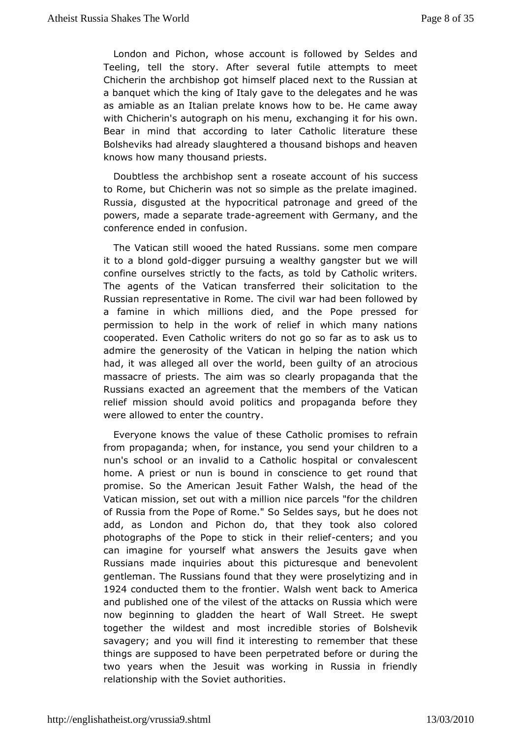London and Pichon, whose account is followed by Seldes and Teeling, tell the story. After several futile attempts to meet Chicherin the archbishop got himself placed next to the Russian at a banquet which the king of Italy gave to the delegates and he was as amiable as an Italian prelate knows how to be. He came away with Chicherin's autograph on his menu, exchanging it for his own. Bear in mind that according to later Catholic literature these Bolsheviks had already slaughtered a thousand bishops and heaven knows how many thousand priests.

Doubtless the archbishop sent a roseate account of his success to Rome, but Chicherin was not so simple as the prelate imagined. Russia, disgusted at the hypocritical patronage and greed of the powers, made a separate trade-agreement with Germany, and the conference ended in confusion.

The Vatican still wooed the hated Russians. some men compare it to a blond gold-digger pursuing a wealthy gangster but we will confine ourselves strictly to the facts, as told by Catholic writers. The agents of the Vatican transferred their solicitation to the Russian representative in Rome. The civil war had been followed by a famine in which millions died, and the Pope pressed for permission to help in the work of relief in which many nations cooperated. Even Catholic writers do not go so far as to ask us to admire the generosity of the Vatican in helping the nation which had, it was alleged all over the world, been guilty of an atrocious massacre of priests. The aim was so clearly propaganda that the Russians exacted an agreement that the members of the Vatican relief mission should avoid politics and propaganda before they were allowed to enter the country.

Everyone knows the value of these Catholic promises to refrain from propaganda; when, for instance, you send your children to a nun's school or an invalid to a Catholic hospital or convalescent home. A priest or nun is bound in conscience to get round that promise. So the American Jesuit Father Walsh, the head of the Vatican mission, set out with a million nice parcels "for the children of Russia from the Pope of Rome." So Seldes says, but he does not add, as London and Pichon do, that they took also colored photographs of the Pope to stick in their relief-centers; and you can imagine for yourself what answers the Jesuits gave when Russians made inquiries about this picturesque and benevolent gentleman. The Russians found that they were proselytizing and in 1924 conducted them to the frontier. Walsh went back to America and published one of the vilest of the attacks on Russia which were now beginning to gladden the heart of Wall Street. He swept together the wildest and most incredible stories of Bolshevik savagery; and you will find it interesting to remember that these things are supposed to have been perpetrated before or during the two years when the Jesuit was working in Russia in friendly relationship with the Soviet authorities.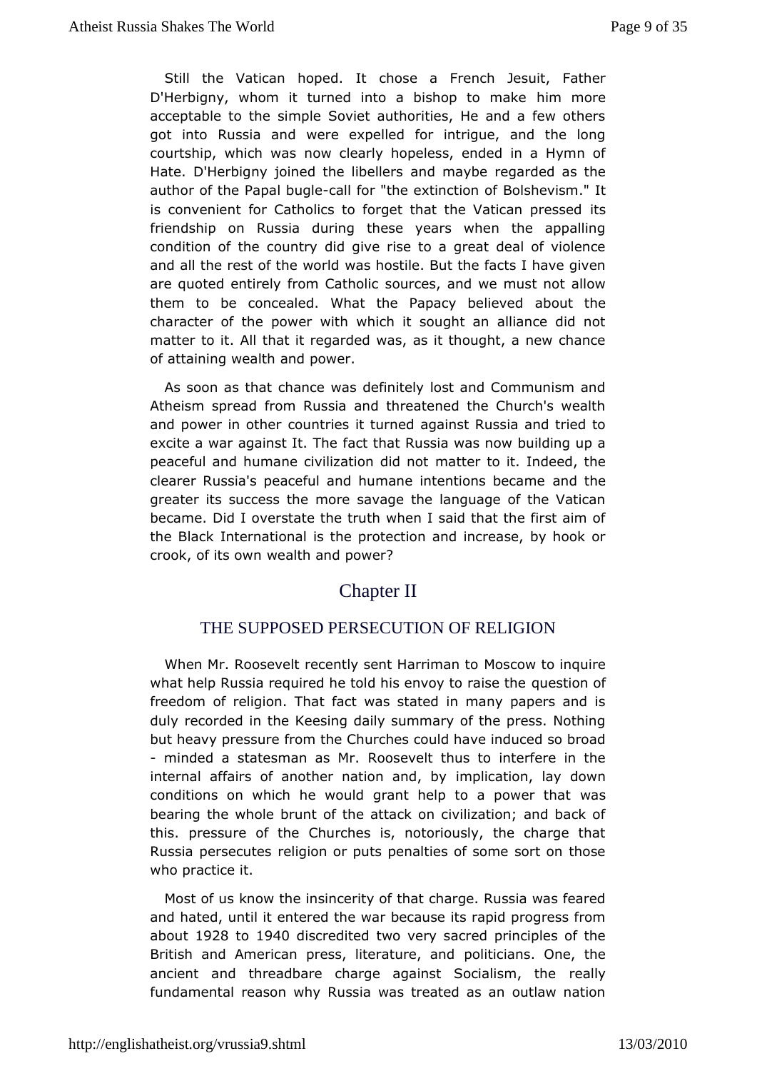Still the Vatican hoped. It chose a French Jesuit, Father D'Herbigny, whom it turned into a bishop to make him more acceptable to the simple Soviet authorities, He and a few others got into Russia and were expelled for intrigue, and the long courtship, which was now clearly hopeless, ended in a Hymn of Hate. D'Herbigny joined the libellers and maybe regarded as the author of the Papal bugle-call for "the extinction of Bolshevism." It is convenient for Catholics to forget that the Vatican pressed its friendship on Russia during these years when the appalling condition of the country did give rise to a great deal of violence and all the rest of the world was hostile. But the facts I have given are quoted entirely from Catholic sources, and we must not allow them to be concealed. What the Papacy believed about the character of the power with which it sought an alliance did not matter to it. All that it regarded was, as it thought, a new chance of attaining wealth and power.

As soon as that chance was definitely lost and Communism and Atheism spread from Russia and threatened the Church's wealth and power in other countries it turned against Russia and tried to excite a war against It. The fact that Russia was now building up a peaceful and humane civilization did not matter to it. Indeed, the clearer Russia's peaceful and humane intentions became and the greater its success the more savage the language of the Vatican became. Did I overstate the truth when I said that the first aim of the Black International is the protection and increase, by hook or crook, of its own wealth and power?

## Chapter II

### THE SUPPOSED PERSECUTION OF RELIGION

When Mr. Roosevelt recently sent Harriman to Moscow to inquire what help Russia required he told his envoy to raise the question of freedom of religion. That fact was stated in many papers and is duly recorded in the Keesing daily summary of the press. Nothing but heavy pressure from the Churches could have induced so broad - minded a statesman as Mr. Roosevelt thus to interfere in the internal affairs of another nation and, by implication, lay down conditions on which he would grant help to a power that was bearing the whole brunt of the attack on civilization; and back of this. pressure of the Churches is, notoriously, the charge that Russia persecutes religion or puts penalties of some sort on those who practice it.

Most of us know the insincerity of that charge. Russia was feared and hated, until it entered the war because its rapid progress from about 1928 to 1940 discredited two very sacred principles of the British and American press, literature, and politicians. One, the ancient and threadbare charge against Socialism, the really fundamental reason why Russia was treated as an outlaw nation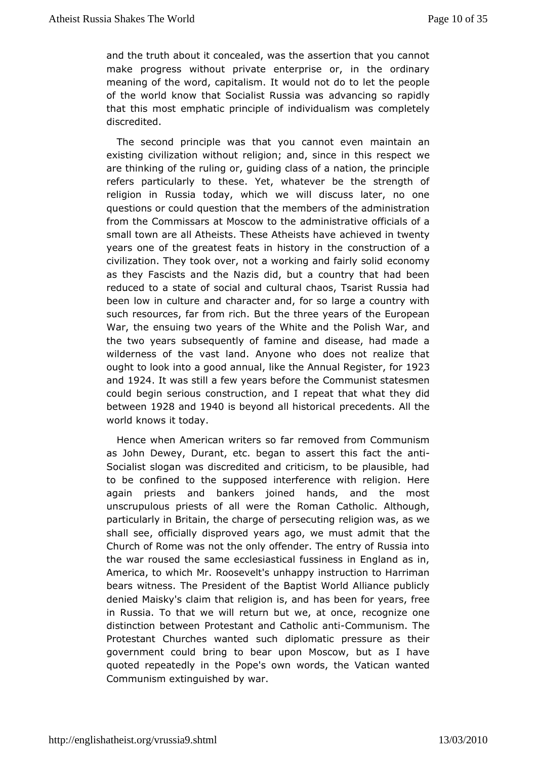and the truth about it concealed, was the assertion that you cannot make progress without private enterprise or, in the ordinary meaning of the word, capitalism. It would not do to let the people of the world know that Socialist Russia was advancing so rapidly that this most emphatic principle of individualism was completely discredited.

The second principle was that you cannot even maintain an existing civilization without religion; and, since in this respect we are thinking of the ruling or, guiding class of a nation, the principle refers particularly to these. Yet, whatever be the strength of religion in Russia today, which we will discuss later, no one questions or could question that the members of the administration from the Commissars at Moscow to the administrative officials of a small town are all Atheists. These Atheists have achieved in twenty years one of the greatest feats in history in the construction of a civilization. They took over, not a working and fairly solid economy as they Fascists and the Nazis did, but a country that had been reduced to a state of social and cultural chaos, Tsarist Russia had been low in culture and character and, for so large a country with such resources, far from rich. But the three years of the European War, the ensuing two years of the White and the Polish War, and the two years subsequently of famine and disease, had made a wilderness of the vast land. Anyone who does not realize that ought to look into a good annual, like the Annual Register, for 1923 and 1924. It was still a few years before the Communist statesmen could begin serious construction, and I repeat that what they did between 1928 and 1940 is beyond all historical precedents. All the world knows it today.

Hence when American writers so far removed from Communism as John Dewey, Durant, etc. began to assert this fact the anti-Socialist slogan was discredited and criticism, to be plausible, had to be confined to the supposed interference with religion. Here again priests and bankers joined hands, and the most unscrupulous priests of all were the Roman Catholic. Although, particularly in Britain, the charge of persecuting religion was, as we shall see, officially disproved years ago, we must admit that the Church of Rome was not the only offender. The entry of Russia into the war roused the same ecclesiastical fussiness in England as in, America, to which Mr. Roosevelt's unhappy instruction to Harriman bears witness. The President of the Baptist World Alliance publicly denied Maisky's claim that religion is, and has been for years, free in Russia. To that we will return but we, at once, recognize one distinction between Protestant and Catholic anti-Communism. The Protestant Churches wanted such diplomatic pressure as their government could bring to bear upon Moscow, but as I have quoted repeatedly in the Pope's own words, the Vatican wanted Communism extinguished by war.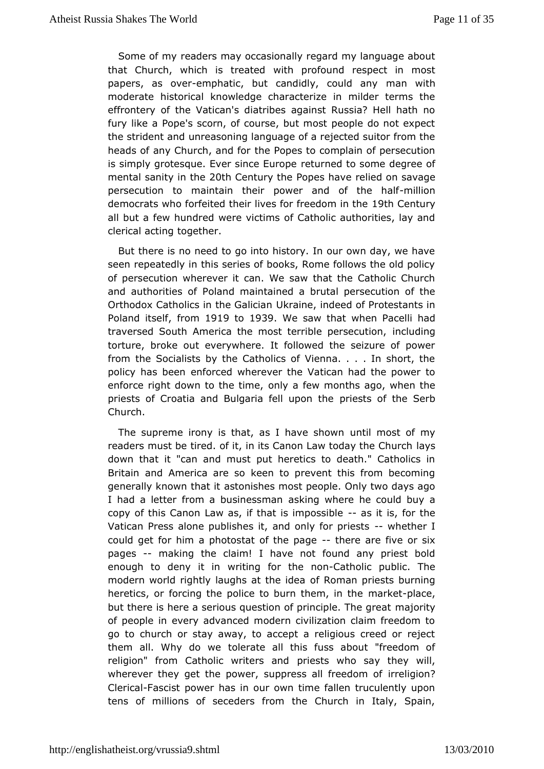Some of my readers may occasionally regard my language about that Church, which is treated with profound respect in most papers, as over-emphatic, but candidly, could any man with moderate historical knowledge characterize in milder terms the effrontery of the Vatican's diatribes against Russia? Hell hath no fury like a Pope's scorn, of course, but most people do not expect the strident and unreasoning language of a rejected suitor from the heads of any Church, and for the Popes to complain of persecution is simply grotesque. Ever since Europe returned to some degree of mental sanity in the 20th Century the Popes have relied on savage persecution to maintain their power and of the half-million democrats who forfeited their lives for freedom in the 19th Century all but a few hundred were victims of Catholic authorities, lay and clerical acting together.

But there is no need to go into history. In our own day, we have seen repeatedly in this series of books, Rome follows the old policy of persecution wherever it can. We saw that the Catholic Church and authorities of Poland maintained a brutal persecution of the Orthodox Catholics in the Galician Ukraine, indeed of Protestants in Poland itself, from 1919 to 1939. We saw that when Pacelli had traversed South America the most terrible persecution, including torture, broke out everywhere. It followed the seizure of power from the Socialists by the Catholics of Vienna. . . . In short, the policy has been enforced wherever the Vatican had the power to enforce right down to the time, only a few months ago, when the priests of Croatia and Bulgaria fell upon the priests of the Serb Church.

The supreme irony is that, as I have shown until most of my readers must be tired. of it, in its Canon Law today the Church lays down that it "can and must put heretics to death." Catholics in Britain and America are so keen to prevent this from becoming generally known that it astonishes most people. Only two days ago I had a letter from a businessman asking where he could buy a copy of this Canon Law as, if that is impossible -- as it is, for the Vatican Press alone publishes it, and only for priests -- whether I could get for him a photostat of the page -- there are five or six pages -- making the claim! I have not found any priest bold enough to deny it in writing for the non-Catholic public. The modern world rightly laughs at the idea of Roman priests burning heretics, or forcing the police to burn them, in the market-place, but there is here a serious question of principle. The great majority of people in every advanced modern civilization claim freedom to go to church or stay away, to accept a religious creed or reject them all. Why do we tolerate all this fuss about "freedom of religion" from Catholic writers and priests who say they will, wherever they get the power, suppress all freedom of irreligion? Clerical-Fascist power has in our own time fallen truculently upon tens of millions of seceders from the Church in Italy, Spain,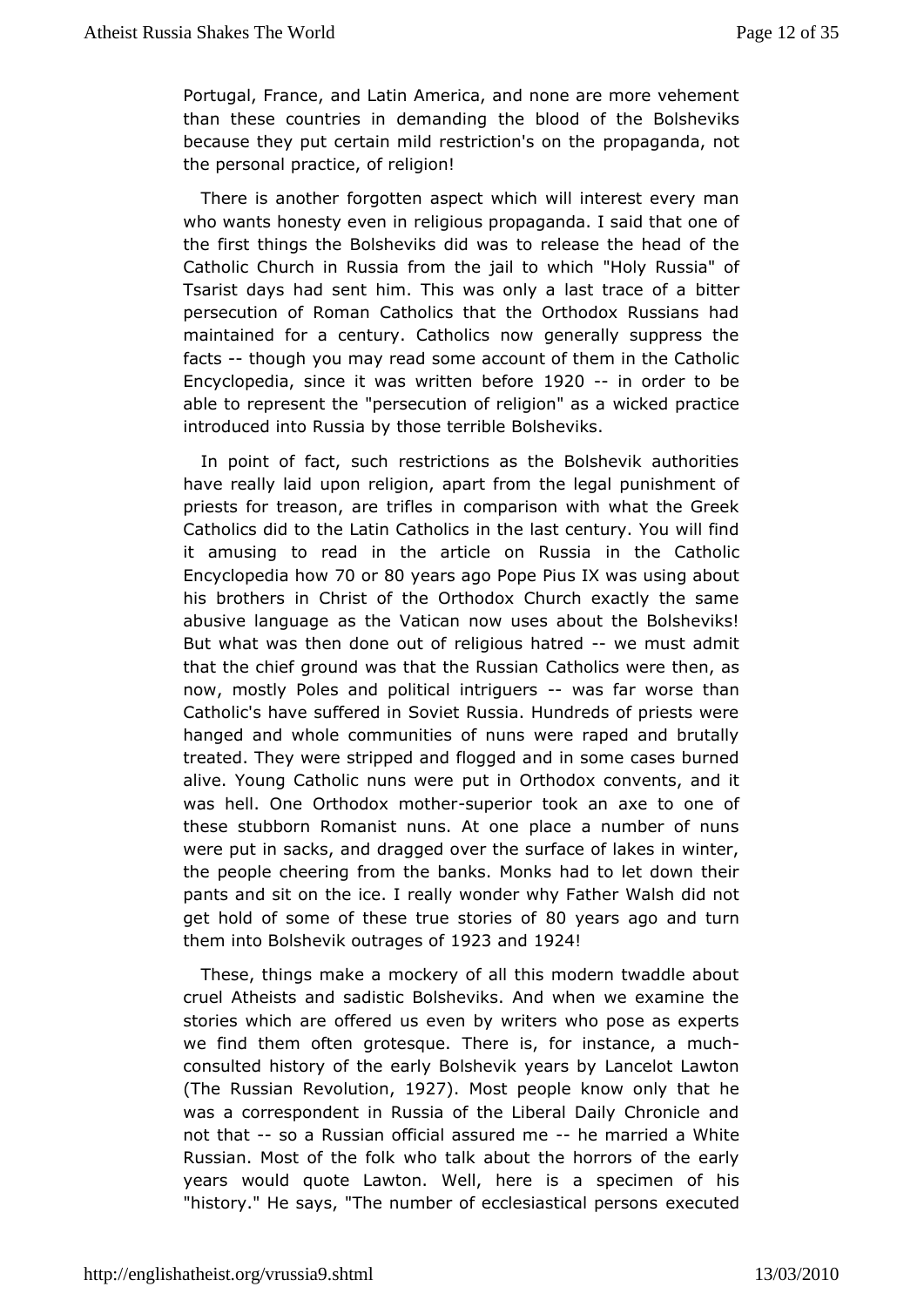Portugal, France, and Latin America, and none are more vehement than these countries in demanding the blood of the Bolsheviks because they put certain mild restriction's on the propaganda, not the personal practice, of religion!

There is another forgotten aspect which will interest every man who wants honesty even in religious propaganda. I said that one of the first things the Bolsheviks did was to release the head of the Catholic Church in Russia from the jail to which "Holy Russia" of Tsarist days had sent him. This was only a last trace of a bitter persecution of Roman Catholics that the Orthodox Russians had maintained for a century. Catholics now generally suppress the facts -- though you may read some account of them in the Catholic Encyclopedia, since it was written before 1920 -- in order to be able to represent the "persecution of religion" as a wicked practice introduced into Russia by those terrible Bolsheviks.

In point of fact, such restrictions as the Bolshevik authorities have really laid upon religion, apart from the legal punishment of priests for treason, are trifles in comparison with what the Greek Catholics did to the Latin Catholics in the last century. You will find it amusing to read in the article on Russia in the Catholic Encyclopedia how 70 or 80 years ago Pope Pius IX was using about his brothers in Christ of the Orthodox Church exactly the same abusive language as the Vatican now uses about the Bolsheviks! But what was then done out of religious hatred -- we must admit that the chief ground was that the Russian Catholics were then, as now, mostly Poles and political intriguers -- was far worse than Catholic's have suffered in Soviet Russia. Hundreds of priests were hanged and whole communities of nuns were raped and brutally treated. They were stripped and flogged and in some cases burned alive. Young Catholic nuns were put in Orthodox convents, and it was hell. One Orthodox mother-superior took an axe to one of these stubborn Romanist nuns. At one place a number of nuns were put in sacks, and dragged over the surface of lakes in winter, the people cheering from the banks. Monks had to let down their pants and sit on the ice. I really wonder why Father Walsh did not get hold of some of these true stories of 80 years ago and turn them into Bolshevik outrages of 1923 and 1924!

These, things make a mockery of all this modern twaddle about cruel Atheists and sadistic Bolsheviks. And when we examine the stories which are offered us even by writers who pose as experts we find them often grotesque. There is, for instance, a much-consulted history of the early Bolshevik years by Lancelot Lawton (The Russian Revolution, 1927). Most people know only that he was a correspondent in Russia of the Liberal Daily Chronicle and not that -- so a Russian official assured me -- he married a White Russian. Most of the folk who talk about the horrors of the early years would quote Lawton. Well, here is a specimen of his "history." He says, "The number of ecclesiastical persons executed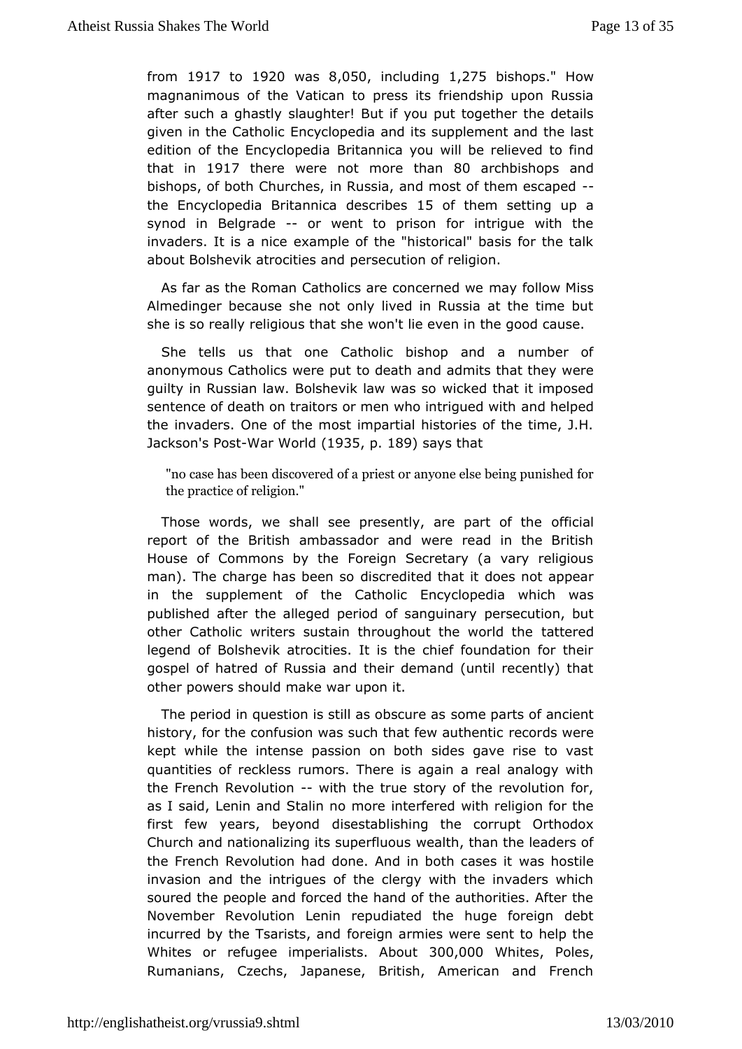from 1917 to 1920 was 8,050, including 1,275 bishops." How magnanimous of the Vatican to press its friendship upon Russia after such a ghastly slaughter! But if you put together the details given in the Catholic Encyclopedia and its supplement and the last edition of the Encyclopedia Britannica you will be relieved to find that in 1917 there were not more than 80 archbishops and bishops, of both Churches, in Russia, and most of them escaped -- the Encyclopedia Britannica describes 15 of them setting up a synod in Belgrade -- or went to prison for intrigue with the invaders. It is a nice example of the "historical" basis for the talk about Bolshevik atrocities and persecution of religion.

As far as the Roman Catholics are concerned we may follow Miss Almedinger because she not only lived in Russia at the time but she is so really religious that she won't lie even in the good cause.

She tells us that one Catholic bishop and a number of anonymous Catholics were put to death and admits that they were guilty in Russian law. Bolshevik law was so wicked that it imposed sentence of death on traitors or men who intrigued with and helped the invaders. One of the most impartial histories of the time, J.H. Jackson's Post-War World (1935, p. 189) says that

> "no case has been discovered of a priest or anyone else being punished for the practice of religion."

Those words, we shall see presently, are part of the official report of the British ambassador and were read in the British House of Commons by the Foreign Secretary (a vary religious man). The charge has been so discredited that it does not appear in the supplement of the Catholic Encyclopedia which was published after the alleged period of sanguinary persecution, but other Catholic writers sustain throughout the world the tattered legend of Bolshevik atrocities. It is the chief foundation for their gospel of hatred of Russia and their demand (until recently) that other powers should make war upon it.

The period in question is still as obscure as some parts of ancient history, for the confusion was such that few authentic records were kept while the intense passion on both sides gave rise to vast quantities of reckless rumors. There is again a real analogy with the French Revolution -- with the true story of the revolution for, as I said, Lenin and Stalin no more interfered with religion for the first few years, beyond disestablishing the corrupt Orthodox Church and nationalizing its superfluous wealth, than the leaders of the French Revolution had done. And in both cases it was hostile invasion and the intrigues of the clergy with the invaders which soured the people and forced the hand of the authorities. After the November Revolution Lenin repudiated the huge foreign debt incurred by the Tsarists, and foreign armies were sent to help the Whites or refugee imperialists. About 300,000 Whites, Poles, Rumanians, Czechs, Japanese, British, American and French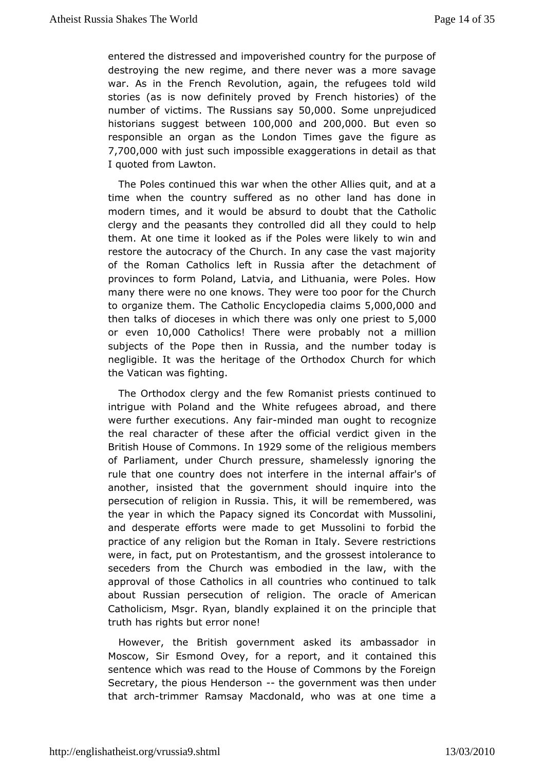entered the distressed and impoverished country for the purpose of destroying the new regime, and there never was a more savage war. As in the French Revolution, again, the refugees told wild stories (as is now definitely proved by French histories) of the number of victims. The Russians say 50,000. Some unprejudiced historians suggest between 100,000 and 200,000. But even so responsible an organ as the London Times gave the figure as 7,700,000 with just such impossible exaggerations in detail as that I quoted from Lawton.

The Poles continued this war when the other Allies quit, and at a time when the country suffered as no other land has done in modern times, and it would be absurd to doubt that the Catholic clergy and the peasants they controlled did all they could to help them. At one time it looked as if the Poles were likely to win and restore the autocracy of the Church. In any case the vast majority of the Roman Catholics left in Russia after the detachment of provinces to form Poland, Latvia, and Lithuania, were Poles. How many there were no one knows. They were too poor for the Church to organize them. The Catholic Encyclopedia claims 5,000,000 and then talks of dioceses in which there was only one priest to 5,000 or even 10,000 Catholics! There were probably not a million subjects of the Pope then in Russia, and the number today is negligible. It was the heritage of the Orthodox Church for which the Vatican was fighting.

The Orthodox clergy and the few Romanist priests continued to intrigue with Poland and the White refugees abroad, and there were further executions. Any fair-minded man ought to recognize the real character of these after the official verdict given in the British House of Commons. In 1929 some of the religious members of Parliament, under Church pressure, shamelessly ignoring the rule that one country does not interfere in the internal affair's of another, insisted that the government should inquire into the persecution of religion in Russia. This, it will be remembered, was the year in which the Papacy signed its Concordat with Mussolini, and desperate efforts were made to get Mussolini to forbid the practice of any religion but the Roman in Italy. Severe restrictions were, in fact, put on Protestantism, and the grossest intolerance to seceders from the Church was embodied in the law, with the approval of those Catholics in all countries who continued to talk about Russian persecution of religion. The oracle of American Catholicism, Msgr. Ryan, blandly explained it on the principle that truth has rights but error none!

However, the British government asked its ambassador in Moscow, Sir Esmond Ovey, for a report, and it contained this sentence which was read to the House of Commons by the Foreign Secretary, the pious Henderson -- the government was then under that arch-trimmer Ramsay Macdonald, who was at one time a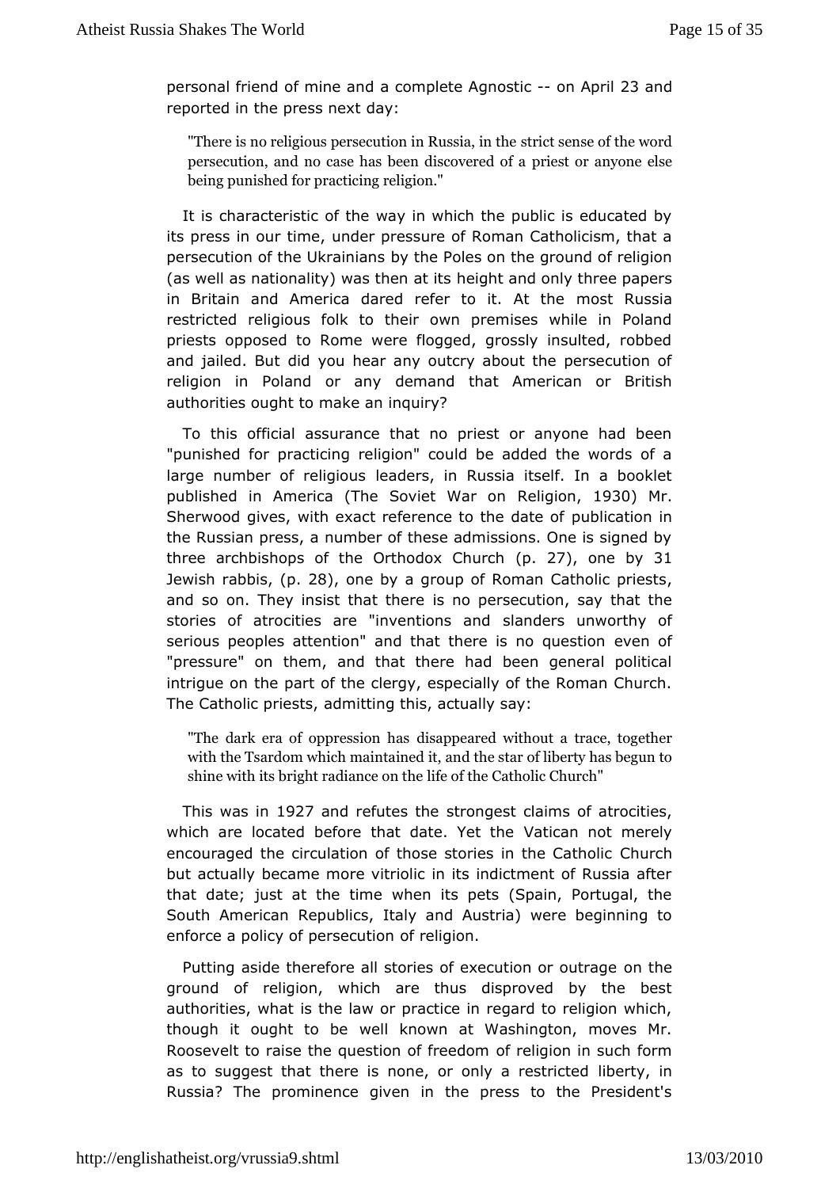personal friend of mine and a complete Agnostic -- on April 23 and reported in the press next day:

> "There is no religious persecution in Russia, in the strict sense of the word persecution, and no case has been discovered of a priest or anyone else being punished for practicing religion."

It is characteristic of the way in which the public is educated by its press in our time, under pressure of Roman Catholicism, that a persecution of the Ukrainians by the Poles on the ground of religion (as well as nationality) was then at its height and only three papers in Britain and America dared refer to it. At the most Russia restricted religious folk to their own premises while in Poland priests opposed to Rome were flogged, grossly insulted, robbed and jailed. But did you hear any outcry about the persecution of religion in Poland or any demand that American or British authorities ought to make an inquiry?

To this official assurance that no priest or anyone had been "punished for practicing religion" could be added the words of a large number of religious leaders, in Russia itself. In a booklet published in America (The Soviet War on Religion, 1930) Mr. Sherwood gives, with exact reference to the date of publication in the Russian press, a number of these admissions. One is signed by three archbishops of the Orthodox Church (p. 27), one by 31 Jewish rabbis, (p. 28), one by a group of Roman Catholic priests, and so on. They insist that there is no persecution, say that the stories of atrocities are "inventions and slanders unworthy of serious peoples attention" and that there is no question even of "pressure" on them, and that there had been general political intrigue on the part of the clergy, especially of the Roman Church. The Catholic priests, admitting this, actually say:

> "The dark era of oppression has disappeared without a trace, together with the Tsardom which maintained it, and the star of liberty has begun to shine with its bright radiance on the life of the Catholic Church"

This was in 1927 and refutes the strongest claims of atrocities, which are located before that date. Yet the Vatican not merely encouraged the circulation of those stories in the Catholic Church but actually became more vitriolic in its indictment of Russia after that date; just at the time when its pets (Spain, Portugal, the South American Republics, Italy and Austria) were beginning to enforce a policy of persecution of religion.

Putting aside therefore all stories of execution or outrage on the ground of religion, which are thus disproved by the best authorities, what is the law or practice in regard to religion which, though it ought to be well known at Washington, moves Mr. Roosevelt to raise the question of freedom of religion in such form as to suggest that there is none, or only a restricted liberty, in Russia? The prominence given in the press to the President's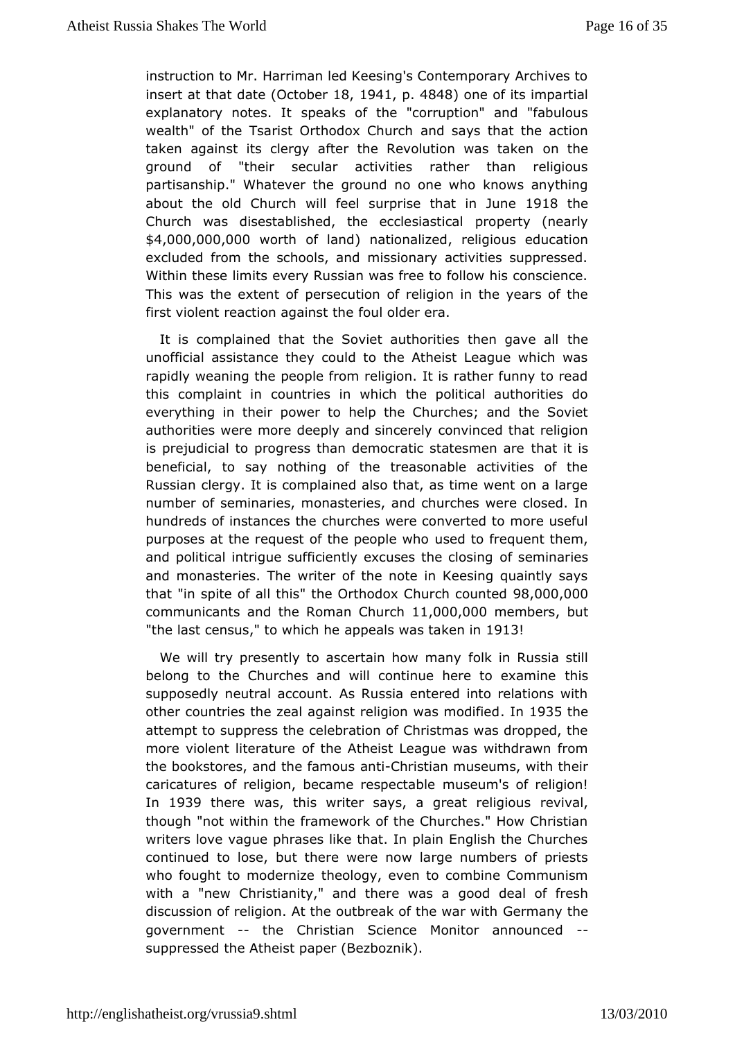instruction to Mr. Harriman led Keesing's Contemporary Archives to insert at that date (October 18, 1941, p. 4848) one of its impartial explanatory notes. It speaks of the "corruption" and "fabulous wealth" of the Tsarist Orthodox Church and says that the action taken against its clergy after the Revolution was taken on the ground of "their secular activities rather than religious partisanship." Whatever the ground no one who knows anything about the old Church will feel surprise that in June 1918 the Church was disestablished, the ecclesiastical property (nearly $4,000,000,000 worth of land) nationalized, religious education excluded from the schools, and missionary activities suppressed. Within these limits every Russian was free to follow his conscience. This was the extent of persecution of religion in the years of the first violent reaction against the foul older era.

It is complained that the Soviet authorities then gave all the unofficial assistance they could to the Atheist League which was rapidly weaning the people from religion. It is rather funny to read this complaint in countries in which the political authorities do everything in their power to help the Churches; and the Soviet authorities were more deeply and sincerely convinced that religion is prejudicial to progress than democratic statesmen are that it is beneficial, to say nothing of the treasonable activities of the Russian clergy. It is complained also that, as time went on a large number of seminaries, monasteries, and churches were closed. In hundreds of instances the churches were converted to more useful purposes at the request of the people who used to frequent them, and political intrigue sufficiently excuses the closing of seminaries and monasteries. The writer of the note in Keesing quaintly says that "in spite of all this" the Orthodox Church counted 98,000,000 communicants and the Roman Church 11,000,000 members, but "the last census," to which he appeals was taken in 1913!

We will try presently to ascertain how many folk in Russia still belong to the Churches and will continue here to examine this supposedly neutral account. As Russia entered into relations with other countries the zeal against religion was modified. In 1935 the attempt to suppress the celebration of Christmas was dropped, the more violent literature of the Atheist League was withdrawn from the bookstores, and the famous anti-Christian museums, with their caricatures of religion, became respectable museum's of religion! In 1939 there was, this writer says, a great religious revival, though "not within the framework of the Churches." How Christian writers love vague phrases like that. In plain English the Churches continued to lose, but there were now large numbers of priests who fought to modernize theology, even to combine Communism with a "new Christianity," and there was a good deal of fresh discussion of religion. At the outbreak of the war with Germany the government -- the Christian Science Monitor announced -- suppressed the Atheist paper (Bezboznik).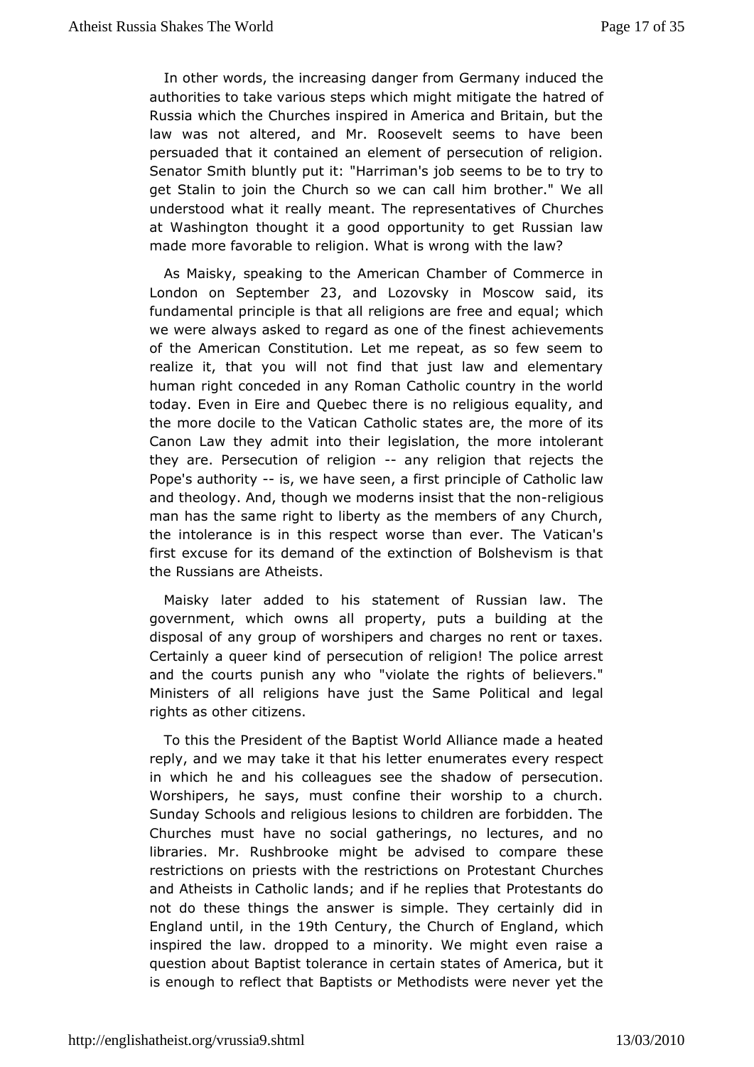In other words, the increasing danger from Germany induced the authorities to take various steps which might mitigate the hatred of Russia which the Churches inspired in America and Britain, but the law was not altered, and Mr. Roosevelt seems to have been persuaded that it contained an element of persecution of religion. Senator Smith bluntly put it: "Harriman's job seems to be to try to get Stalin to join the Church so we can call him brother." We all understood what it really meant. The representatives of Churches at Washington thought it a good opportunity to get Russian law made more favorable to religion. What is wrong with the law?

As Maisky, speaking to the American Chamber of Commerce in London on September 23, and Lozovsky in Moscow said, its fundamental principle is that all religions are free and equal; which we were always asked to regard as one of the finest achievements of the American Constitution. Let me repeat, as so few seem to realize it, that you will not find that just law and elementary human right conceded in any Roman Catholic country in the world today. Even in Eire and Quebec there is no religious equality, and the more docile to the Vatican Catholic states are, the more of its Canon Law they admit into their legislation, the more intolerant they are. Persecution of religion -- any religion that rejects the Pope's authority -- is, we have seen, a first principle of Catholic law and theology. And, though we moderns insist that the non-religious man has the same right to liberty as the members of any Church, the intolerance is in this respect worse than ever. The Vatican's first excuse for its demand of the extinction of Bolshevism is that the Russians are Atheists.

Maisky later added to his statement of Russian law. The government, which owns all property, puts a building at the disposal of any group of worshipers and charges no rent or taxes. Certainly a queer kind of persecution of religion! The police arrest and the courts punish any who "violate the rights of believers." Ministers of all religions have just the Same Political and legal rights as other citizens.

To this the President of the Baptist World Alliance made a heated reply, and we may take it that his letter enumerates every respect in which he and his colleagues see the shadow of persecution. Worshipers, he says, must confine their worship to a church. Sunday Schools and religious lesions to children are forbidden. The Churches must have no social gatherings, no lectures, and no libraries. Mr. Rushbrooke might be advised to compare these restrictions on priests with the restrictions on Protestant Churches and Atheists in Catholic lands; and if he replies that Protestants do not do these things the answer is simple. They certainly did in England until, in the 19th Century, the Church of England, which inspired the law. dropped to a minority. We might even raise a question about Baptist tolerance in certain states of America, but it is enough to reflect that Baptists or Methodists were never yet the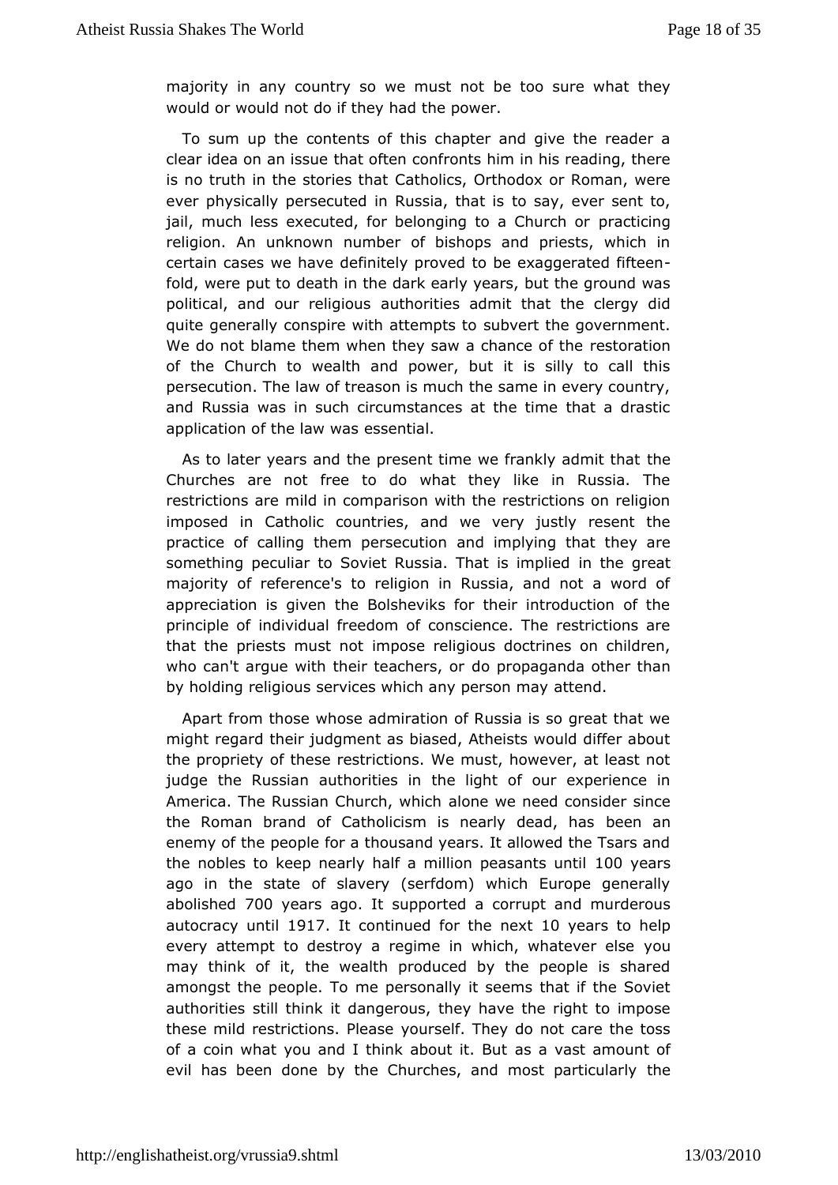majority in any country so we must not be too sure what they would or would not do if they had the power.

To sum up the contents of this chapter and give the reader a clear idea on an issue that often confronts him in his reading, there is no truth in the stories that Catholics, Orthodox or Roman, were ever physically persecuted in Russia, that is to say, ever sent to, jail, much less executed, for belonging to a Church or practicing religion. An unknown number of bishops and priests, which in certain cases we have definitely proved to be exaggerated fifteen-fold, were put to death in the dark early years, but the ground was political, and our religious authorities admit that the clergy did quite generally conspire with attempts to subvert the government. We do not blame them when they saw a chance of the restoration of the Church to wealth and power, but it is silly to call this persecution. The law of treason is much the same in every country, and Russia was in such circumstances at the time that a drastic application of the law was essential.

As to later years and the present time we frankly admit that the Churches are not free to do what they like in Russia. The restrictions are mild in comparison with the restrictions on religion imposed in Catholic countries, and we very justly resent the practice of calling them persecution and implying that they are something peculiar to Soviet Russia. That is implied in the great majority of reference's to religion in Russia, and not a word of appreciation is given the Bolsheviks for their introduction of the principle of individual freedom of conscience. The restrictions are that the priests must not impose religious doctrines on children, who can't argue with their teachers, or do propaganda other than by holding religious services which any person may attend.

Apart from those whose admiration of Russia is so great that we might regard their judgment as biased, Atheists would differ about the propriety of these restrictions. We must, however, at least not judge the Russian authorities in the light of our experience in America. The Russian Church, which alone we need consider since the Roman brand of Catholicism is nearly dead, has been an enemy of the people for a thousand years. It allowed the Tsars and the nobles to keep nearly half a million peasants until 100 years ago in the state of slavery (serfdom) which Europe generally abolished 700 years ago. It supported a corrupt and murderous autocracy until 1917. It continued for the next 10 years to help every attempt to destroy a regime in which, whatever else you may think of it, the wealth produced by the people is shared amongst the people. To me personally it seems that if the Soviet authorities still think it dangerous, they have the right to impose these mild restrictions. Please yourself. They do not care the toss of a coin what you and I think about it. But as a vast amount of evil has been done by the Churches, and most particularly the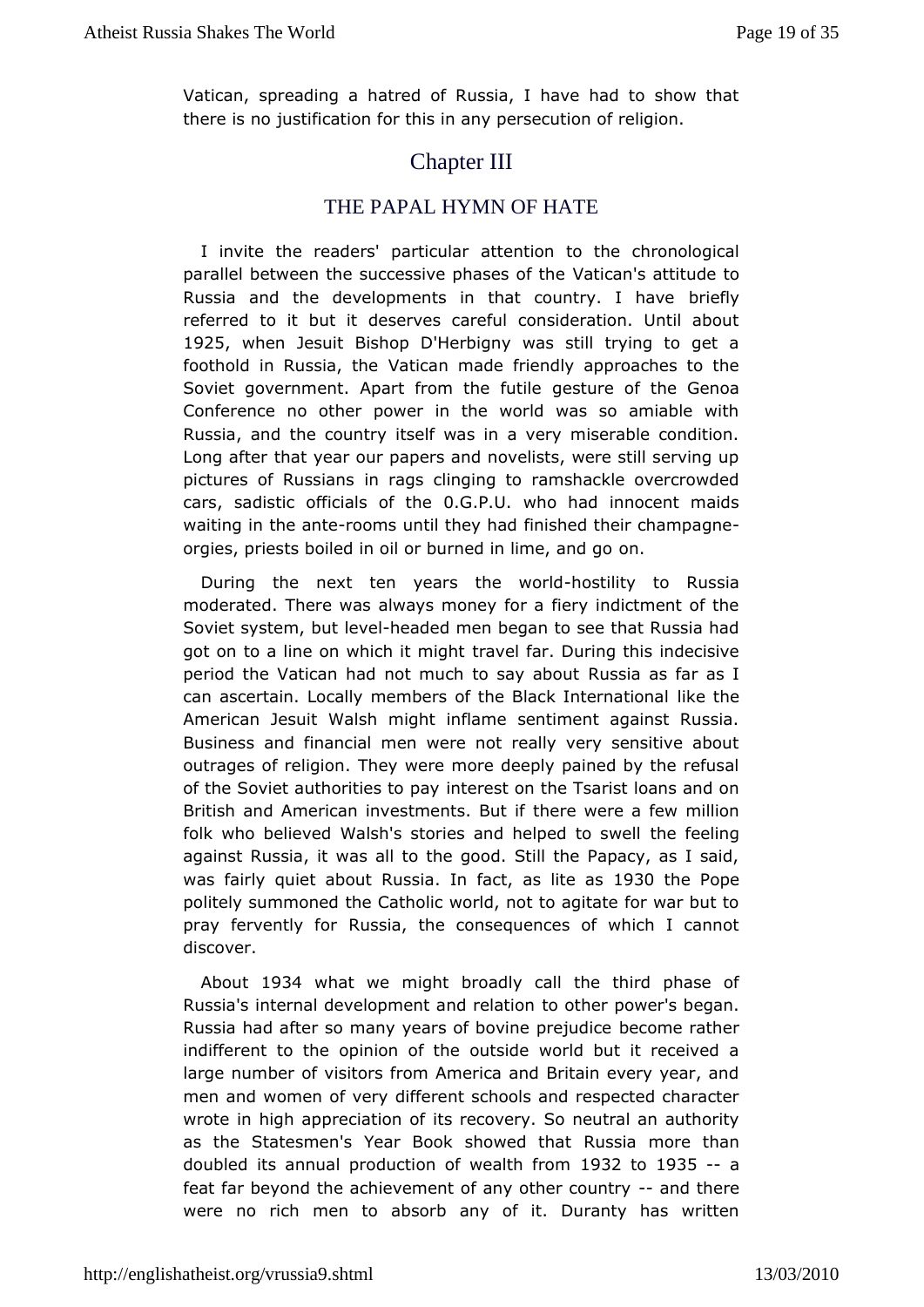Vatican, spreading a hatred of Russia, I have had to show that there is no justification for this in any persecution of religion.

## Chapter III

### THE PAPAL HYMN OF HATE

I invite the readers' particular attention to the chronological parallel between the successive phases of the Vatican's attitude to Russia and the developments in that country. I have briefly referred to it but it deserves careful consideration. Until about 1925, when Jesuit Bishop D'Herbigny was still trying to get a foothold in Russia, the Vatican made friendly approaches to the Soviet government. Apart from the futile gesture of the Genoa Conference no other power in the world was so amiable with Russia, and the country itself was in a very miserable condition. Long after that year our papers and novelists, were still serving up pictures of Russians in rags clinging to ramshackle overcrowded cars, sadistic officials of the 0.G.P.U. who had innocent maids waiting in the ante-rooms until they had finished their champagne-orgies, priests boiled in oil or burned in lime, and go on.

During the next ten years the world-hostility to Russia moderated. There was always money for a fiery indictment of the Soviet system, but level-headed men began to see that Russia had got on to a line on which it might travel far. During this indecisive period the Vatican had not much to say about Russia as far as I can ascertain. Locally members of the Black International like the American Jesuit Walsh might inflame sentiment against Russia. Business and financial men were not really very sensitive about outrages of religion. They were more deeply pained by the refusal of the Soviet authorities to pay interest on the Tsarist loans and on British and American investments. But if there were a few million folk who believed Walsh's stories and helped to swell the feeling against Russia, it was all to the good. Still the Papacy, as I said, was fairly quiet about Russia. In fact, as lite as 1930 the Pope politely summoned the Catholic world, not to agitate for war but to pray fervently for Russia, the consequences of which I cannot discover.

About 1934 what we might broadly call the third phase of Russia's internal development and relation to other power's began. Russia had after so many years of bovine prejudice become rather indifferent to the opinion of the outside world but it received a large number of visitors from America and Britain every year, and men and women of very different schools and respected character wrote in high appreciation of its recovery. So neutral an authority as the Statesmen's Year Book showed that Russia more than doubled its annual production of wealth from 1932 to 1935 -- a feat far beyond the achievement of any other country -- and there were no rich men to absorb any of it. Duranty has written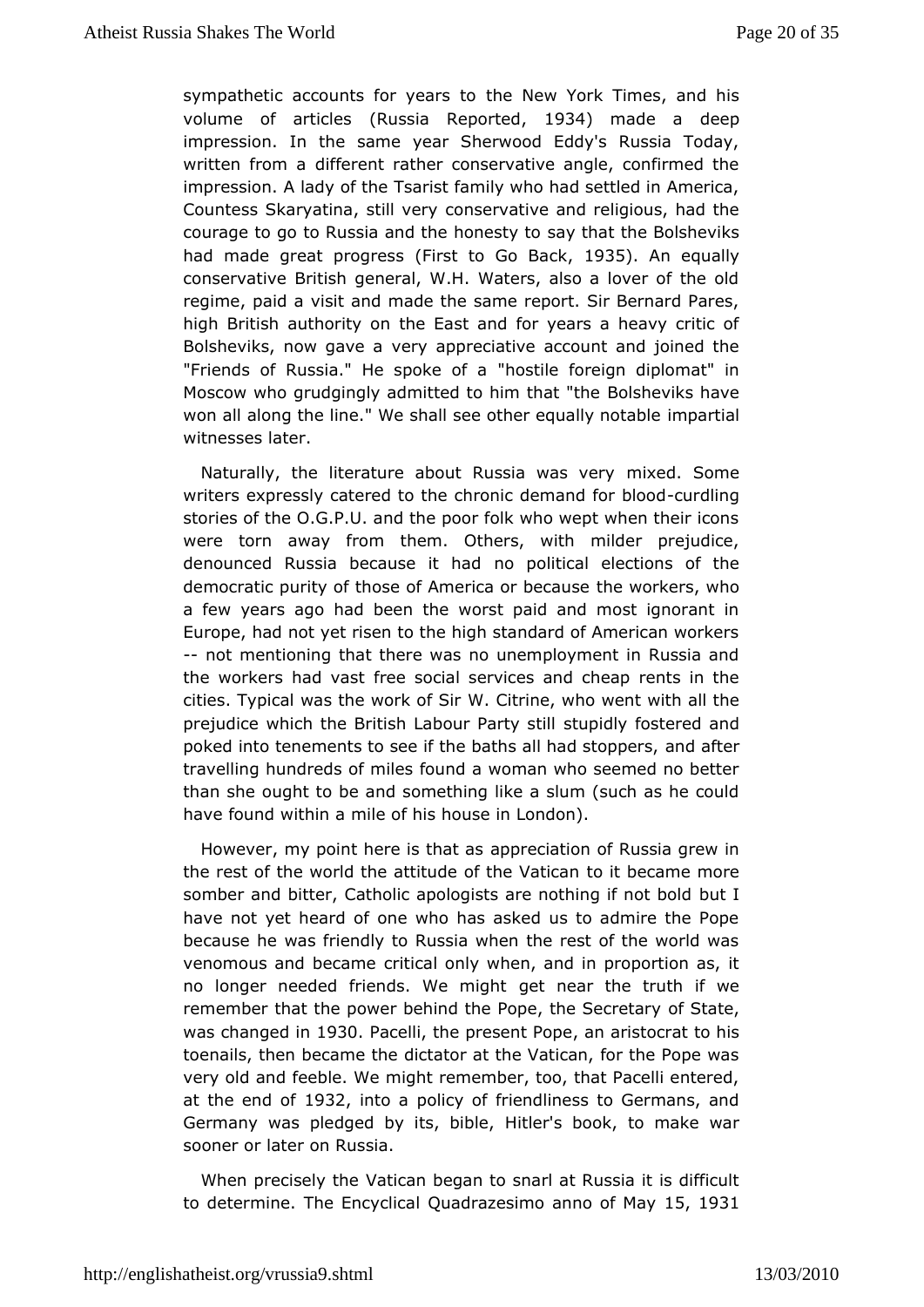sympathetic accounts for years to the New York Times, and his volume of articles (Russia Reported, 1934) made a deep impression. In the same year Sherwood Eddy's Russia Today, written from a different rather conservative angle, confirmed the impression. A lady of the Tsarist family who had settled in America, Countess Skaryatina, still very conservative and religious, had the courage to go to Russia and the honesty to say that the Bolsheviks had made great progress (First to Go Back, 1935). An equally conservative British general, W.H. Waters, also a lover of the old regime, paid a visit and made the same report. Sir Bernard Pares, high British authority on the East and for years a heavy critic of Bolsheviks, now gave a very appreciative account and joined the "Friends of Russia." He spoke of a "hostile foreign diplomat" in Moscow who grudgingly admitted to him that "the Bolsheviks have won all along the line." We shall see other equally notable impartial witnesses later.

Naturally, the literature about Russia was very mixed. Some writers expressly catered to the chronic demand for blood-curdling stories of the O.G.P.U. and the poor folk who wept when their icons were torn away from them. Others, with milder prejudice, denounced Russia because it had no political elections of the democratic purity of those of America or because the workers, who a few years ago had been the worst paid and most ignorant in Europe, had not yet risen to the high standard of American workers -- not mentioning that there was no unemployment in Russia and the workers had vast free social services and cheap rents in the cities. Typical was the work of Sir W. Citrine, who went with all the prejudice which the British Labour Party still stupidly fostered and poked into tenements to see if the baths all had stoppers, and after travelling hundreds of miles found a woman who seemed no better than she ought to be and something like a slum (such as he could have found within a mile of his house in London).

However, my point here is that as appreciation of Russia grew in the rest of the world the attitude of the Vatican to it became more somber and bitter, Catholic apologists are nothing if not bold but I have not yet heard of one who has asked us to admire the Pope because he was friendly to Russia when the rest of the world was venomous and became critical only when, and in proportion as, it no longer needed friends. We might get near the truth if we remember that the power behind the Pope, the Secretary of State, was changed in 1930. Pacelli, the present Pope, an aristocrat to his toenails, then became the dictator at the Vatican, for the Pope was very old and feeble. We might remember, too, that Pacelli entered, at the end of 1932, into a policy of friendliness to Germans, and Germany was pledged by its, bible, Hitler's book, to make war sooner or later on Russia.

When precisely the Vatican began to snarl at Russia it is difficult to determine. The Encyclical Quadrazesimo anno of May 15, 1931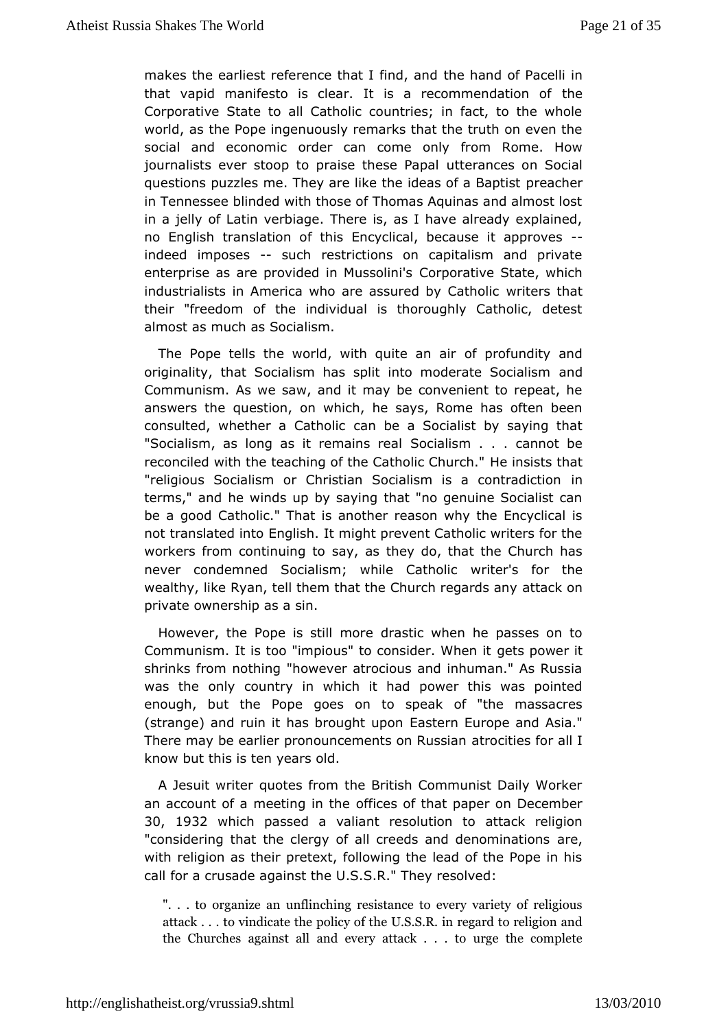makes the earliest reference that I find, and the hand of Pacelli in that vapid manifesto is clear. It is a recommendation of the Corporative State to all Catholic countries; in fact, to the whole world, as the Pope ingenuously remarks that the truth on even the social and economic order can come only from Rome. How journalists ever stoop to praise these Papal utterances on Social questions puzzles me. They are like the ideas of a Baptist preacher in Tennessee blinded with those of Thomas Aquinas and almost lost in a jelly of Latin verbiage. There is, as I have already explained, no English translation of this Encyclical, because it approves -- indeed imposes -- such restrictions on capitalism and private enterprise as are provided in Mussolini's Corporative State, which industrialists in America who are assured by Catholic writers that their "freedom of the individual is thoroughly Catholic, detest almost as much as Socialism.

The Pope tells the world, with quite an air of profundity and originality, that Socialism has split into moderate Socialism and Communism. As we saw, and it may be convenient to repeat, he answers the question, on which, he says, Rome has often been consulted, whether a Catholic can be a Socialist by saying that "Socialism, as long as it remains real Socialism . . . cannot be reconciled with the teaching of the Catholic Church." He insists that "religious Socialism or Christian Socialism is a contradiction in terms," and he winds up by saying that "no genuine Socialist can be a good Catholic." That is another reason why the Encyclical is not translated into English. It might prevent Catholic writers for the workers from continuing to say, as they do, that the Church has never condemned Socialism; while Catholic writer's for the wealthy, like Ryan, tell them that the Church regards any attack on private ownership as a sin.

However, the Pope is still more drastic when he passes on to Communism. It is too "impious" to consider. When it gets power it shrinks from nothing "however atrocious and inhuman." As Russia was the only country in which it had power this was pointed enough, but the Pope goes on to speak of "the massacres (strange) and ruin it has brought upon Eastern Europe and Asia." There may be earlier pronouncements on Russian atrocities for all I know but this is ten years old.

A Jesuit writer quotes from the British Communist Daily Worker an account of a meeting in the offices of that paper on December 30, 1932 which passed a valiant resolution to attack religion "considering that the clergy of all creeds and denominations are, with religion as their pretext, following the lead of the Pope in his call for a crusade against the U.S.S.R." They resolved:

> ". . . to organize an unflinching resistance to every variety of religious attack . . . to vindicate the policy of the U.S.S.R. in regard to religion and the Churches against all and every attack . . . to urge the complete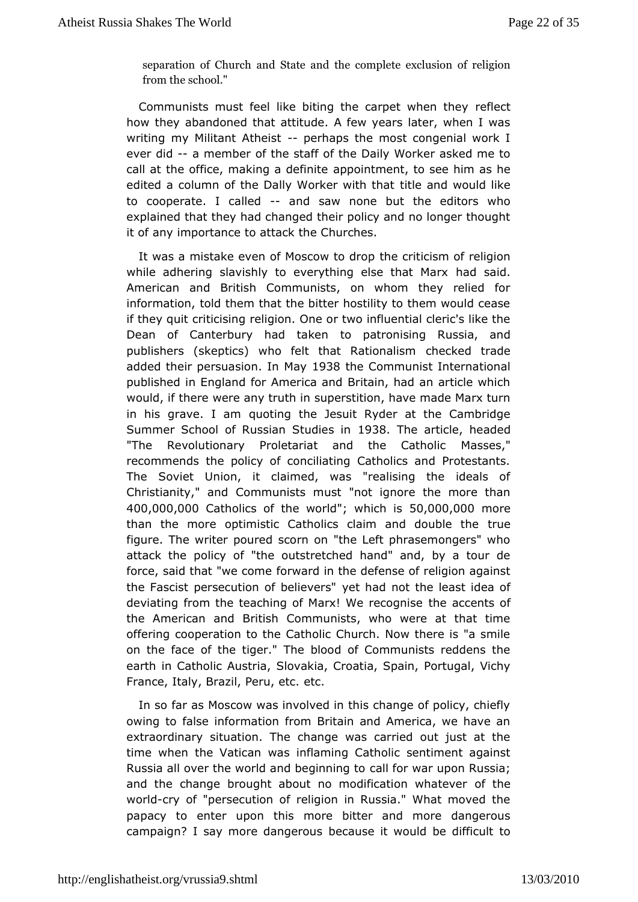separation of Church and State and the complete exclusion of religion from the school."

Communists must feel like biting the carpet when they reflect how they abandoned that attitude. A few years later, when I was writing my Militant Atheist -- perhaps the most congenial work I ever did -- a member of the staff of the Daily Worker asked me to call at the office, making a definite appointment, to see him as he edited a column of the Dally Worker with that title and would like to cooperate. I called -- and saw none but the editors who explained that they had changed their policy and no longer thought it of any importance to attack the Churches.

It was a mistake even of Moscow to drop the criticism of religion while adhering slavishly to everything else that Marx had said. American and British Communists, on whom they relied for information, told them that the bitter hostility to them would cease if they quit criticising religion. One or two influential cleric's like the Dean of Canterbury had taken to patronising Russia, and publishers (skeptics) who felt that Rationalism checked trade added their persuasion. In May 1938 the Communist International published in England for America and Britain, had an article which would, if there were any truth in superstition, have made Marx turn in his grave. I am quoting the Jesuit Ryder at the Cambridge Summer School of Russian Studies in 1938. The article, headed "The Revolutionary Proletariat and the Catholic Masses," recommends the policy of conciliating Catholics and Protestants. The Soviet Union, it claimed, was "realising the ideals of Christianity," and Communists must "not ignore the more than 400,000,000 Catholics of the world"; which is 50,000,000 more than the more optimistic Catholics claim and double the true figure. The writer poured scorn on "the Left phrasemongers" who attack the policy of "the outstretched hand" and, by a tour de force, said that "we come forward in the defense of religion against the Fascist persecution of believers" yet had not the least idea of deviating from the teaching of Marx! We recognise the accents of the American and British Communists, who were at that time offering cooperation to the Catholic Church. Now there is "a smile on the face of the tiger." The blood of Communists reddens the earth in Catholic Austria, Slovakia, Croatia, Spain, Portugal, Vichy France, Italy, Brazil, Peru, etc. etc.

In so far as Moscow was involved in this change of policy, chiefly owing to false information from Britain and America, we have an extraordinary situation. The change was carried out just at the time when the Vatican was inflaming Catholic sentiment against Russia all over the world and beginning to call for war upon Russia; and the change brought about no modification whatever of the world-cry of "persecution of religion in Russia." What moved the papacy to enter upon this more bitter and more dangerous campaign? I say more dangerous because it would be difficult to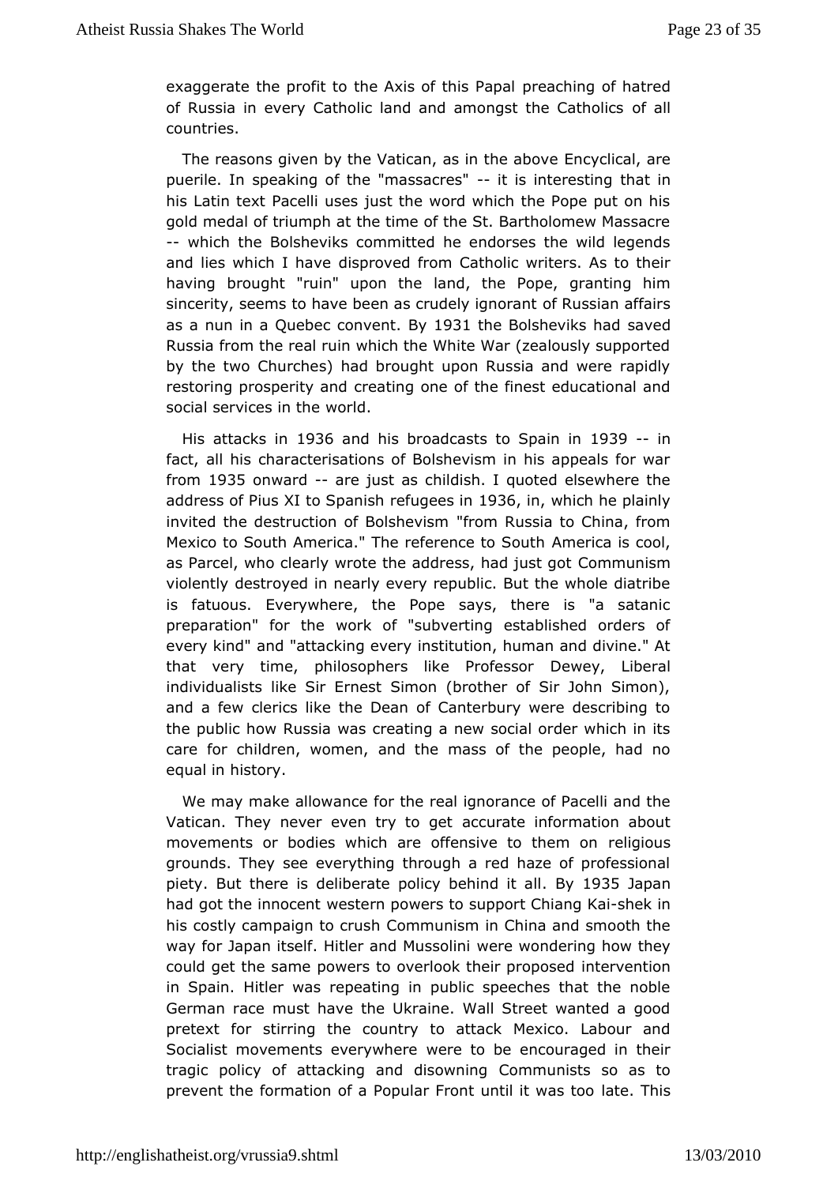exaggerate the profit to the Axis of this Papal preaching of hatred of Russia in every Catholic land and amongst the Catholics of all countries.

The reasons given by the Vatican, as in the above Encyclical, are puerile. In speaking of the "massacres" -- it is interesting that in his Latin text Pacelli uses just the word which the Pope put on his gold medal of triumph at the time of the St. Bartholomew Massacre -- which the Bolsheviks committed he endorses the wild legends and lies which I have disproved from Catholic writers. As to their having brought "ruin" upon the land, the Pope, granting him sincerity, seems to have been as crudely ignorant of Russian affairs as a nun in a Quebec convent. By 1931 the Bolsheviks had saved Russia from the real ruin which the White War (zealously supported by the two Churches) had brought upon Russia and were rapidly restoring prosperity and creating one of the finest educational and social services in the world.

His attacks in 1936 and his broadcasts to Spain in 1939 -- in fact, all his characterisations of Bolshevism in his appeals for war from 1935 onward -- are just as childish. I quoted elsewhere the address of Pius XI to Spanish refugees in 1936, in, which he plainly invited the destruction of Bolshevism "from Russia to China, from Mexico to South America." The reference to South America is cool, as Parcel, who clearly wrote the address, had just got Communism violently destroyed in nearly every republic. But the whole diatribe is fatuous. Everywhere, the Pope says, there is "a satanic preparation" for the work of "subverting established orders of every kind" and "attacking every institution, human and divine." At that very time, philosophers like Professor Dewey, Liberal individualists like Sir Ernest Simon (brother of Sir John Simon), and a few clerics like the Dean of Canterbury were describing to the public how Russia was creating a new social order which in its care for children, women, and the mass of the people, had no equal in history.

We may make allowance for the real ignorance of Pacelli and the Vatican. They never even try to get accurate information about movements or bodies which are offensive to them on religious grounds. They see everything through a red haze of professional piety. But there is deliberate policy behind it all. By 1935 Japan had got the innocent western powers to support Chiang Kai-shek in his costly campaign to crush Communism in China and smooth the way for Japan itself. Hitler and Mussolini were wondering how they could get the same powers to overlook their proposed intervention in Spain. Hitler was repeating in public speeches that the noble German race must have the Ukraine. Wall Street wanted a good pretext for stirring the country to attack Mexico. Labour and Socialist movements everywhere were to be encouraged in their tragic policy of attacking and disowning Communists so as to prevent the formation of a Popular Front until it was too late. This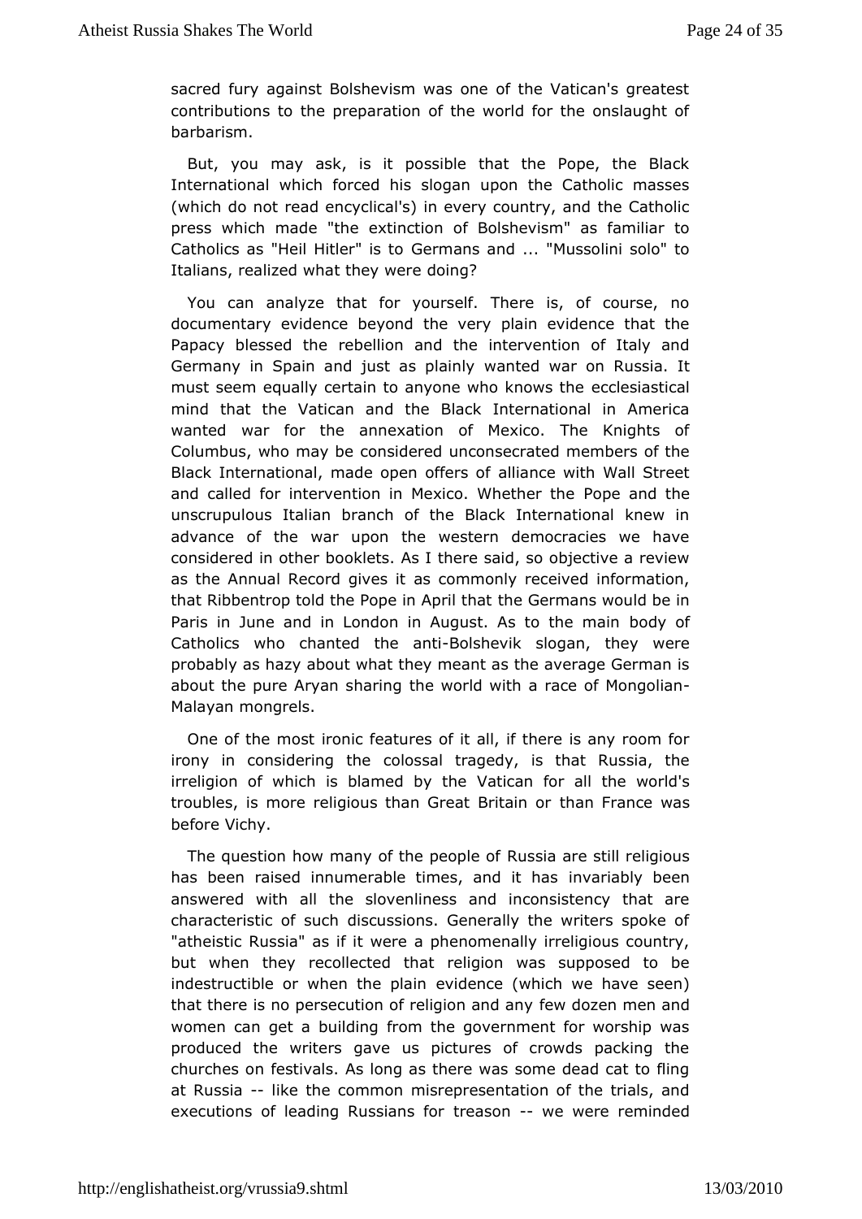sacred fury against Bolshevism was one of the Vatican's greatest contributions to the preparation of the world for the onslaught of barbarism.

But, you may ask, is it possible that the Pope, the Black International which forced his slogan upon the Catholic masses (which do not read encyclical's) in every country, and the Catholic press which made "the extinction of Bolshevism" as familiar to Catholics as "Heil Hitler" is to Germans and ... "Mussolini solo" to Italians, realized what they were doing?

You can analyze that for yourself. There is, of course, no documentary evidence beyond the very plain evidence that the Papacy blessed the rebellion and the intervention of Italy and Germany in Spain and just as plainly wanted war on Russia. It must seem equally certain to anyone who knows the ecclesiastical mind that the Vatican and the Black International in America wanted war for the annexation of Mexico. The Knights of Columbus, who may be considered unconsecrated members of the Black International, made open offers of alliance with Wall Street and called for intervention in Mexico. Whether the Pope and the unscrupulous Italian branch of the Black International knew in advance of the war upon the western democracies we have considered in other booklets. As I there said, so objective a review as the Annual Record gives it as commonly received information, that Ribbentrop told the Pope in April that the Germans would be in Paris in June and in London in August. As to the main body of Catholics who chanted the anti-Bolshevik slogan, they were probably as hazy about what they meant as the average German is about the pure Aryan sharing the world with a race of Mongolian-Malayan mongrels.

One of the most ironic features of it all, if there is any room for irony in considering the colossal tragedy, is that Russia, the irreligion of which is blamed by the Vatican for all the world's troubles, is more religious than Great Britain or than France was before Vichy.

The question how many of the people of Russia are still religious has been raised innumerable times, and it has invariably been answered with all the slovenliness and inconsistency that are characteristic of such discussions. Generally the writers spoke of "atheistic Russia" as if it were a phenomenally irreligious country, but when they recollected that religion was supposed to be indestructible or when the plain evidence (which we have seen) that there is no persecution of religion and any few dozen men and women can get a building from the government for worship was produced the writers gave us pictures of crowds packing the churches on festivals. As long as there was some dead cat to fling at Russia -- like the common misrepresentation of the trials, and executions of leading Russians for treason -- we were reminded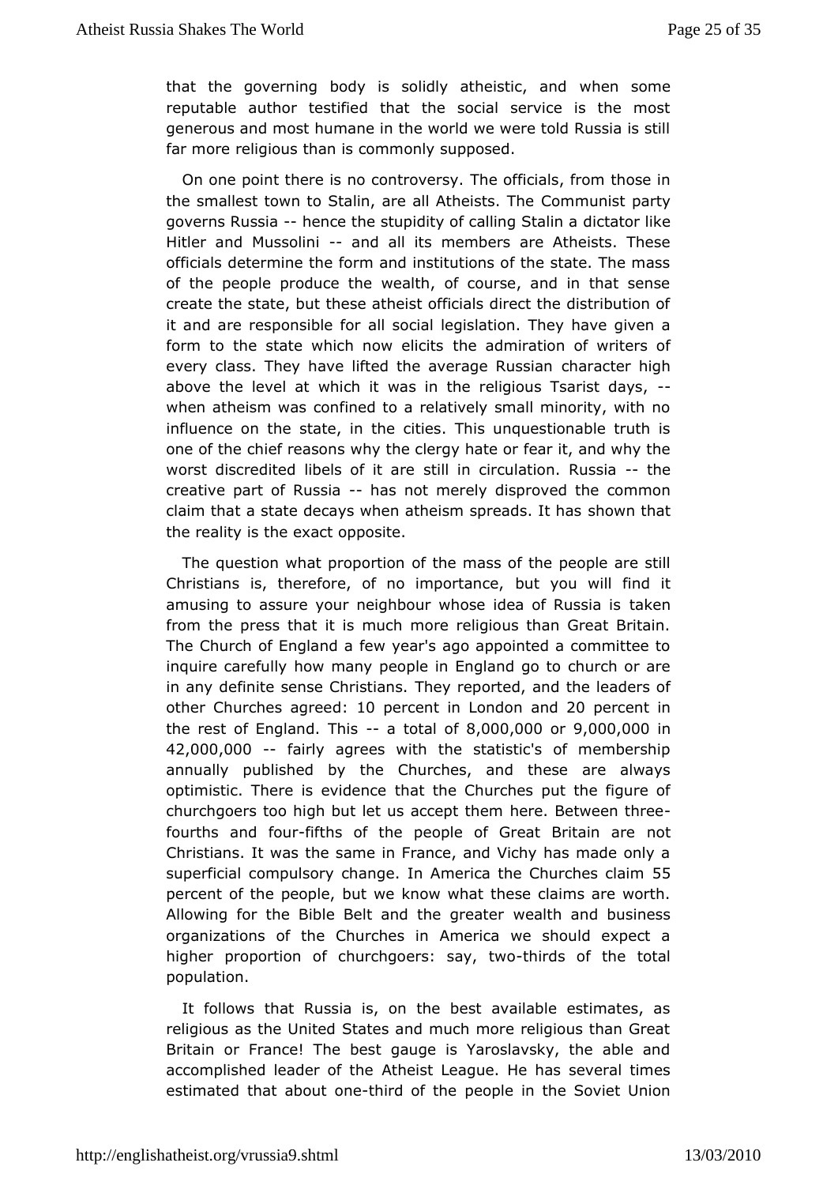that the governing body is solidly atheistic, and when some reputable author testified that the social service is the most generous and most humane in the world we were told Russia is still far more religious than is commonly supposed.

On one point there is no controversy. The officials, from those in the smallest town to Stalin, are all Atheists. The Communist party governs Russia -- hence the stupidity of calling Stalin a dictator like Hitler and Mussolini -- and all its members are Atheists. These officials determine the form and institutions of the state. The mass of the people produce the wealth, of course, and in that sense create the state, but these atheist officials direct the distribution of it and are responsible for all social legislation. They have given a form to the state which now elicits the admiration of writers of every class. They have lifted the average Russian character high above the level at which it was in the religious Tsarist days, -- when atheism was confined to a relatively small minority, with no influence on the state, in the cities. This unquestionable truth is one of the chief reasons why the clergy hate or fear it, and why the worst discredited libels of it are still in circulation. Russia -- the creative part of Russia -- has not merely disproved the common claim that a state decays when atheism spreads. It has shown that the reality is the exact opposite.

The question what proportion of the mass of the people are still Christians is, therefore, of no importance, but you will find it amusing to assure your neighbour whose idea of Russia is taken from the press that it is much more religious than Great Britain. The Church of England a few year's ago appointed a committee to inquire carefully how many people in England go to church or are in any definite sense Christians. They reported, and the leaders of other Churches agreed: 10 percent in London and 20 percent in the rest of England. This -- a total of 8,000,000 or 9,000,000 in 42,000,000 -- fairly agrees with the statistic's of membership annually published by the Churches, and these are always optimistic. There is evidence that the Churches put the figure of churchgoers too high but let us accept them here. Between three-fourths and four-fifths of the people of Great Britain are not Christians. It was the same in France, and Vichy has made only a superficial compulsory change. In America the Churches claim 55 percent of the people, but we know what these claims are worth. Allowing for the Bible Belt and the greater wealth and business organizations of the Churches in America we should expect a higher proportion of churchgoers: say, two-thirds of the total population.

It follows that Russia is, on the best available estimates, as religious as the United States and much more religious than Great Britain or France! The best gauge is Yaroslavsky, the able and accomplished leader of the Atheist League. He has several times estimated that about one-third of the people in the Soviet Union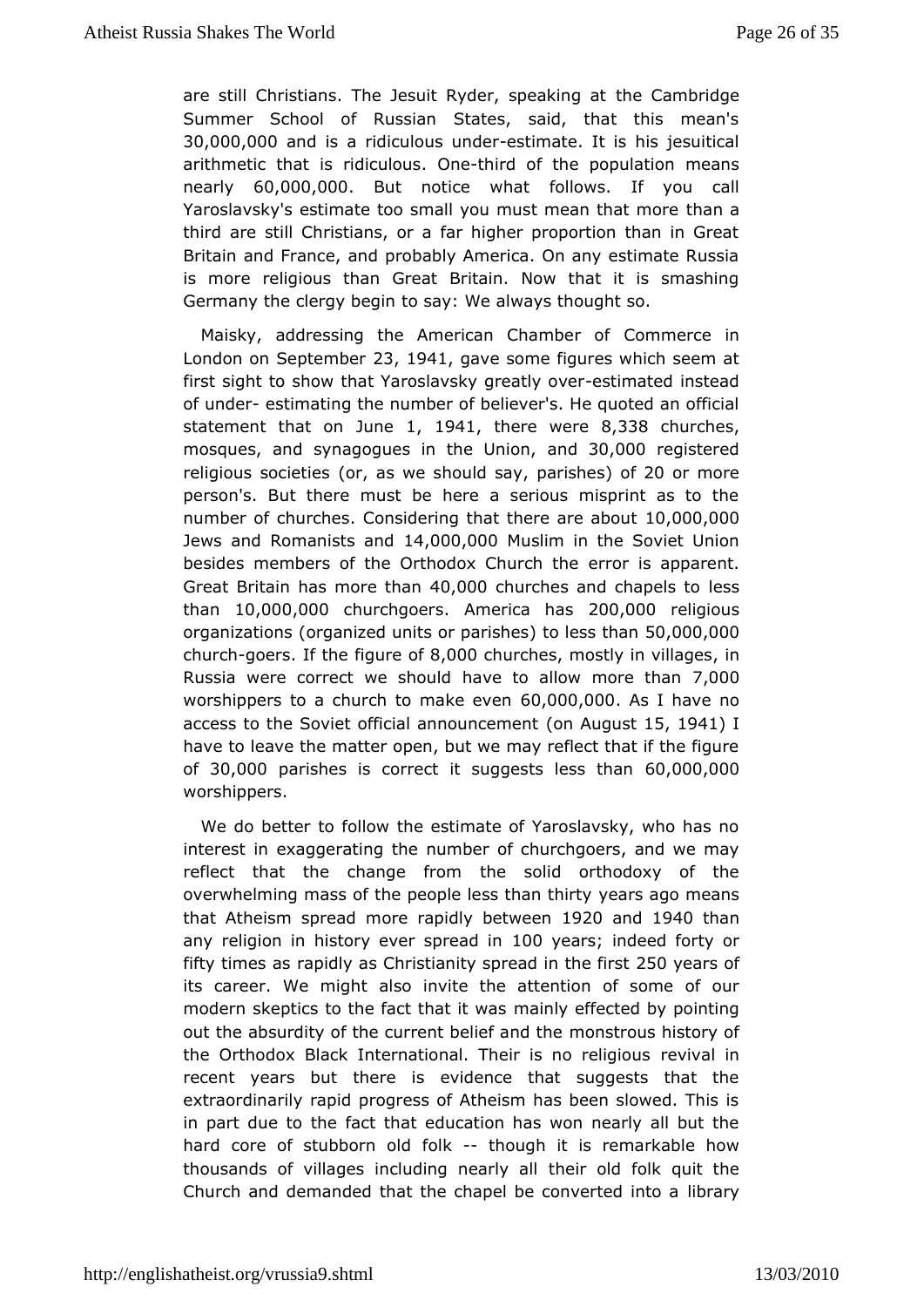are still Christians. The Jesuit Ryder, speaking at the Cambridge Summer School of Russian States, said, that this mean's 30,000,000 and is a ridiculous under-estimate. It is his jesuitical arithmetic that is ridiculous. One-third of the population means nearly 60,000,000. But notice what follows. If you call Yaroslavsky's estimate too small you must mean that more than a third are still Christians, or a far higher proportion than in Great Britain and France, and probably America. On any estimate Russia is more religious than Great Britain. Now that it is smashing Germany the clergy begin to say: We always thought so.

Maisky, addressing the American Chamber of Commerce in London on September 23, 1941, gave some figures which seem at first sight to show that Yaroslavsky greatly over-estimated instead of under- estimating the number of believer's. He quoted an official statement that on June 1, 1941, there were 8,338 churches, mosques, and synagogues in the Union, and 30,000 registered religious societies (or, as we should say, parishes) of 20 or more person's. But there must be here a serious misprint as to the number of churches. Considering that there are about 10,000,000 Jews and Romanists and 14,000,000 Muslim in the Soviet Union besides members of the Orthodox Church the error is apparent. Great Britain has more than 40,000 churches and chapels to less than 10,000,000 churchgoers. America has 200,000 religious organizations (organized units or parishes) to less than 50,000,000 church-goers. If the figure of 8,000 churches, mostly in villages, in Russia were correct we should have to allow more than 7,000 worshippers to a church to make even 60,000,000. As I have no access to the Soviet official announcement (on August 15, 1941) I have to leave the matter open, but we may reflect that if the figure of 30,000 parishes is correct it suggests less than 60,000,000 worshippers.

We do better to follow the estimate of Yaroslavsky, who has no interest in exaggerating the number of churchgoers, and we may reflect that the change from the solid orthodoxy of the overwhelming mass of the people less than thirty years ago means that Atheism spread more rapidly between 1920 and 1940 than any religion in history ever spread in 100 years; indeed forty or fifty times as rapidly as Christianity spread in the first 250 years of its career. We might also invite the attention of some of our modern skeptics to the fact that it was mainly effected by pointing out the absurdity of the current belief and the monstrous history of the Orthodox Black International. Their is no religious revival in recent years but there is evidence that suggests that the extraordinarily rapid progress of Atheism has been slowed. This is in part due to the fact that education has won nearly all but the hard core of stubborn old folk -- though it is remarkable how thousands of villages including nearly all their old folk quit the Church and demanded that the chapel be converted into a library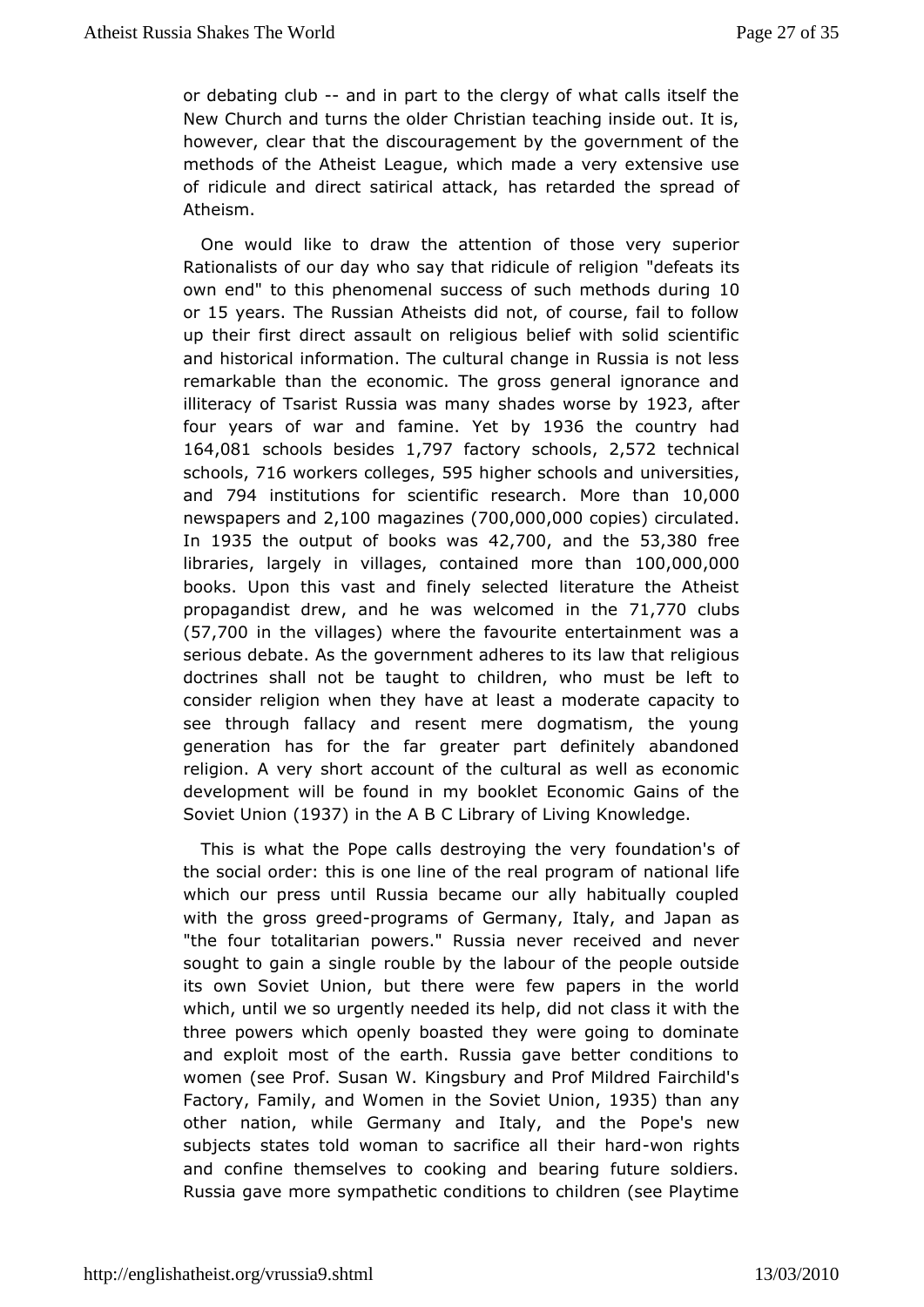or debating club -- and in part to the clergy of what calls itself the New Church and turns the older Christian teaching inside out. It is, however, clear that the discouragement by the government of the methods of the Atheist League, which made a very extensive use of ridicule and direct satirical attack, has retarded the spread of Atheism.

One would like to draw the attention of those very superior Rationalists of our day who say that ridicule of religion "defeats its own end" to this phenomenal success of such methods during 10 or 15 years. The Russian Atheists did not, of course, fail to follow up their first direct assault on religious belief with solid scientific and historical information. The cultural change in Russia is not less remarkable than the economic. The gross general ignorance and illiteracy of Tsarist Russia was many shades worse by 1923, after four years of war and famine. Yet by 1936 the country had 164,081 schools besides 1,797 factory schools, 2,572 technical schools, 716 workers colleges, 595 higher schools and universities, and 794 institutions for scientific research. More than 10,000 newspapers and 2,100 magazines (700,000,000 copies) circulated. In 1935 the output of books was 42,700, and the 53,380 free libraries, largely in villages, contained more than 100,000,000 books. Upon this vast and finely selected literature the Atheist propagandist drew, and he was welcomed in the 71,770 clubs (57,700 in the villages) where the favourite entertainment was a serious debate. As the government adheres to its law that religious doctrines shall not be taught to children, who must be left to consider religion when they have at least a moderate capacity to see through fallacy and resent mere dogmatism, the young generation has for the far greater part definitely abandoned religion. A very short account of the cultural as well as economic development will be found in my booklet Economic Gains of the Soviet Union (1937) in the A B C Library of Living Knowledge.

This is what the Pope calls destroying the very foundation's of the social order: this is one line of the real program of national life which our press until Russia became our ally habitually coupled with the gross greed-programs of Germany, Italy, and Japan as "the four totalitarian powers." Russia never received and never sought to gain a single rouble by the labour of the people outside its own Soviet Union, but there were few papers in the world which, until we so urgently needed its help, did not class it with the three powers which openly boasted they were going to dominate and exploit most of the earth. Russia gave better conditions to women (see Prof. Susan W. Kingsbury and Prof Mildred Fairchild's Factory, Family, and Women in the Soviet Union, 1935) than any other nation, while Germany and Italy, and the Pope's new subjects states told woman to sacrifice all their hard-won rights and confine themselves to cooking and bearing future soldiers. Russia gave more sympathetic conditions to children (see Playtime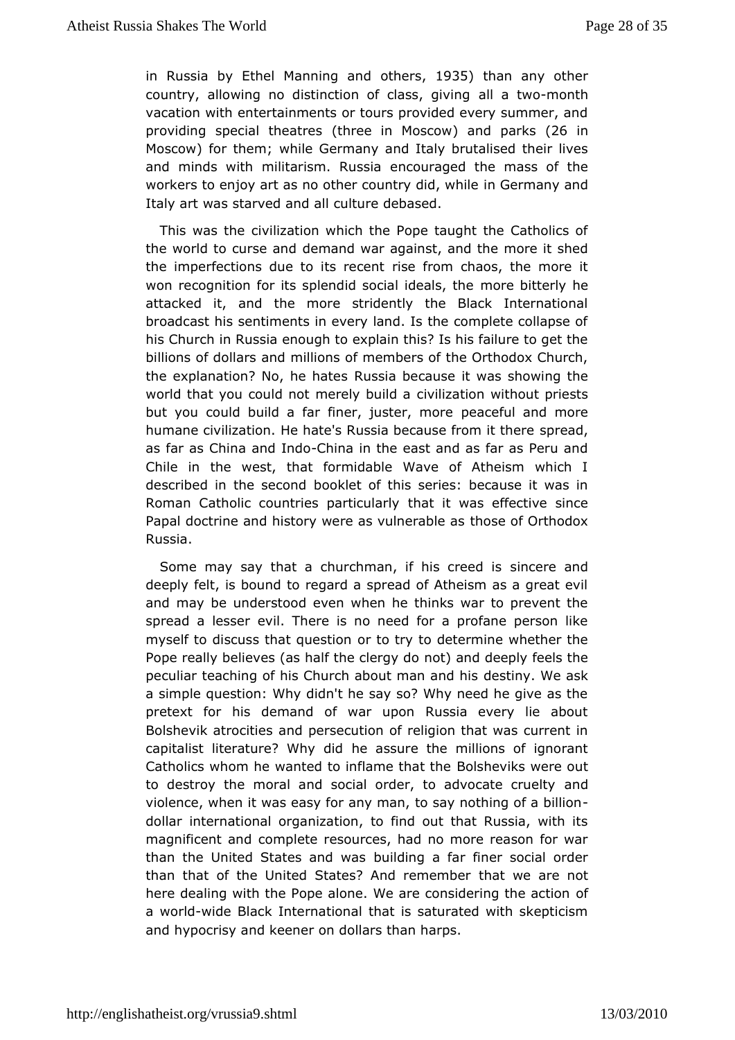in Russia by Ethel Manning and others, 1935) than any other country, allowing no distinction of class, giving all a two-month vacation with entertainments or tours provided every summer, and providing special theatres (three in Moscow) and parks (26 in Moscow) for them; while Germany and Italy brutalised their lives and minds with militarism. Russia encouraged the mass of the workers to enjoy art as no other country did, while in Germany and Italy art was starved and all culture debased.

This was the civilization which the Pope taught the Catholics of the world to curse and demand war against, and the more it shed the imperfections due to its recent rise from chaos, the more it won recognition for its splendid social ideals, the more bitterly he attacked it, and the more stridently the Black International broadcast his sentiments in every land. Is the complete collapse of his Church in Russia enough to explain this? Is his failure to get the billions of dollars and millions of members of the Orthodox Church, the explanation? No, he hates Russia because it was showing the world that you could not merely build a civilization without priests but you could build a far finer, juster, more peaceful and more humane civilization. He hate's Russia because from it there spread, as far as China and Indo-China in the east and as far as Peru and Chile in the west, that formidable Wave of Atheism which I described in the second booklet of this series: because it was in Roman Catholic countries particularly that it was effective since Papal doctrine and history were as vulnerable as those of Orthodox Russia.

Some may say that a churchman, if his creed is sincere and deeply felt, is bound to regard a spread of Atheism as a great evil and may be understood even when he thinks war to prevent the spread a lesser evil. There is no need for a profane person like myself to discuss that question or to try to determine whether the Pope really believes (as half the clergy do not) and deeply feels the peculiar teaching of his Church about man and his destiny. We ask a simple question: Why didn't he say so? Why need he give as the pretext for his demand of war upon Russia every lie about Bolshevik atrocities and persecution of religion that was current in capitalist literature? Why did he assure the millions of ignorant Catholics whom he wanted to inflame that the Bolsheviks were out to destroy the moral and social order, to advocate cruelty and violence, when it was easy for any man, to say nothing of a billion-dollar international organization, to find out that Russia, with its magnificent and complete resources, had no more reason for war than the United States and was building a far finer social order than that of the United States? And remember that we are not here dealing with the Pope alone. We are considering the action of a world-wide Black International that is saturated with skepticism and hypocrisy and keener on dollars than harps.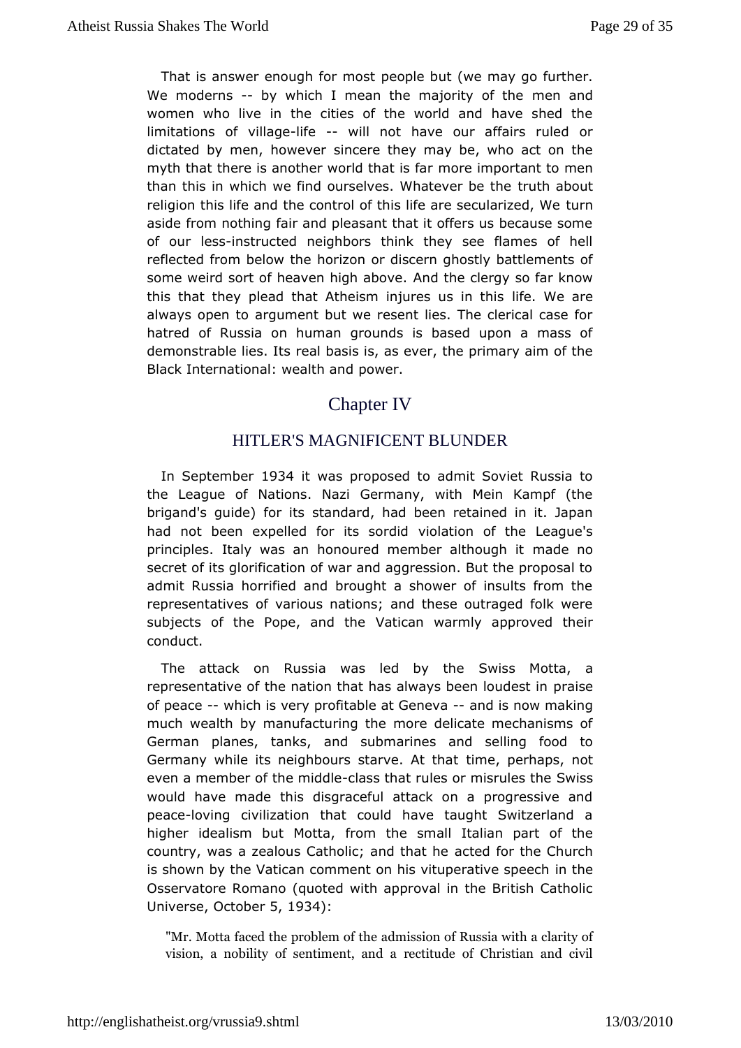That is answer enough for most people but (we may go further. We moderns -- by which I mean the majority of the men and women who live in the cities of the world and have shed the limitations of village-life -- will not have our affairs ruled or dictated by men, however sincere they may be, who act on the myth that there is another world that is far more important to men than this in which we find ourselves. Whatever be the truth about religion this life and the control of this life are secularized, We turn aside from nothing fair and pleasant that it offers us because some of our less-instructed neighbors think they see flames of hell reflected from below the horizon or discern ghostly battlements of some weird sort of heaven high above. And the clergy so far know this that they plead that Atheism injures us in this life. We are always open to argument but we resent lies. The clerical case for hatred of Russia on human grounds is based upon a mass of demonstrable lies. Its real basis is, as ever, the primary aim of the Black International: wealth and power.

## Chapter IV

### HITLER'S MAGNIFICENT BLUNDER

In September 1934 it was proposed to admit Soviet Russia to the League of Nations. Nazi Germany, with Mein Kampf (the brigand's guide) for its standard, had been retained in it. Japan had not been expelled for its sordid violation of the League's principles. Italy was an honoured member although it made no secret of its glorification of war and aggression. But the proposal to admit Russia horrified and brought a shower of insults from the representatives of various nations; and these outraged folk were subjects of the Pope, and the Vatican warmly approved their conduct.

The attack on Russia was led by the Swiss Motta, a representative of the nation that has always been loudest in praise of peace -- which is very profitable at Geneva -- and is now making much wealth by manufacturing the more delicate mechanisms of German planes, tanks, and submarines and selling food to Germany while its neighbours starve. At that time, perhaps, not even a member of the middle-class that rules or misrules the Swiss would have made this disgraceful attack on a progressive and peace-loving civilization that could have taught Switzerland a higher idealism but Motta, from the small Italian part of the country, was a zealous Catholic; and that he acted for the Church is shown by the Vatican comment on his vituperative speech in the Osservatore Romano (quoted with approval in the British Catholic Universe, October 5, 1934):

> "Mr. Motta faced the problem of the admission of Russia with a clarity of vision, a nobility of sentiment, and a rectitude of Christian and civil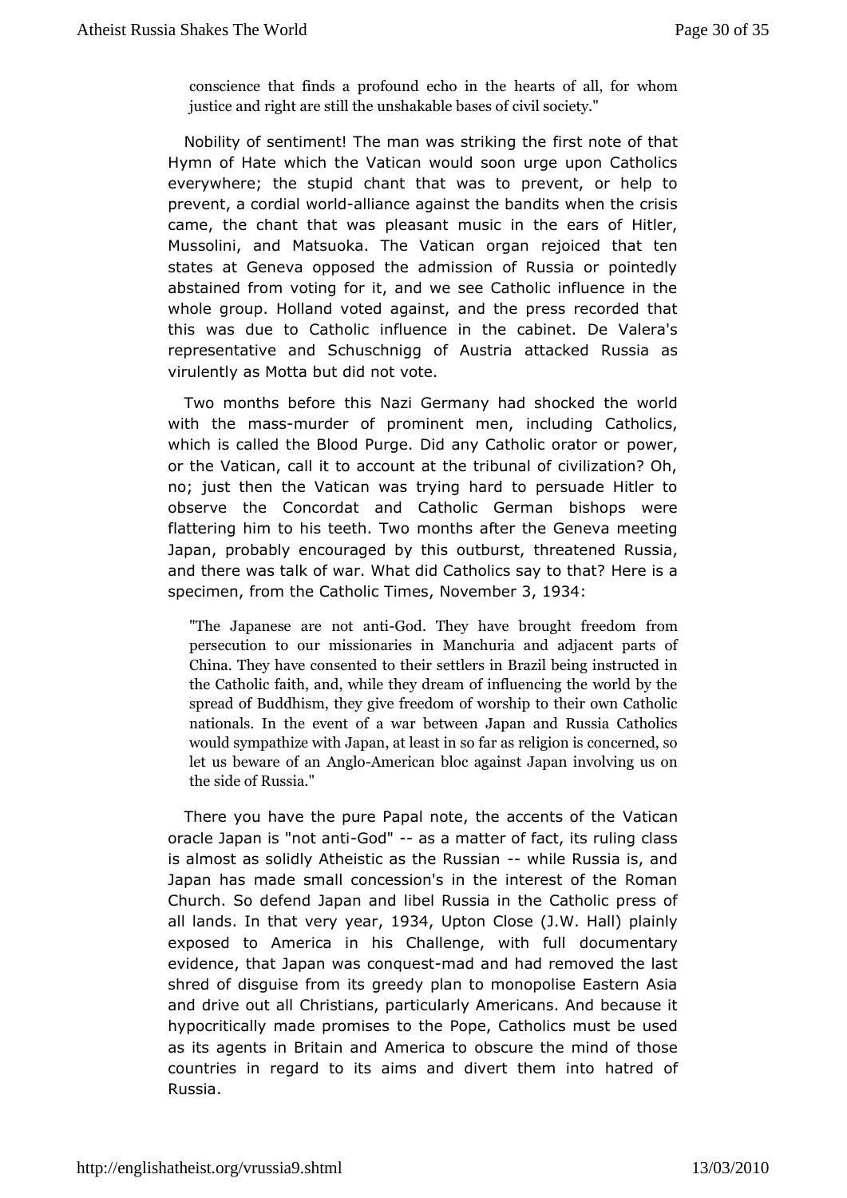conscience that finds a profound echo in the hearts of all, for whom justice and right are still the unshakable bases of civil society."

Nobility of sentiment! The man was striking the first note of that Hymn of Hate which the Vatican would soon urge upon Catholics everywhere; the stupid chant that was to prevent, or help to prevent, a cordial world-alliance against the bandits when the crisis came, the chant that was pleasant music in the ears of Hitler, Mussolini, and Matsuoka. The Vatican organ rejoiced that ten states at Geneva opposed the admission of Russia or pointedly abstained from voting for it, and we see Catholic influence in the whole group. Holland voted against, and the press recorded that this was due to Catholic influence in the cabinet. De Valera's representative and Schuschnigg of Austria attacked Russia as virulently as Motta but did not vote.

Two months before this Nazi Germany had shocked the world with the mass-murder of prominent men, including Catholics, which is called the Blood Purge. Did any Catholic orator or power, or the Vatican, call it to account at the tribunal of civilization? Oh, no; just then the Vatican was trying hard to persuade Hitler to observe the Concordat and Catholic German bishops were flattering him to his teeth. Two months after the Geneva meeting Japan, probably encouraged by this outburst, threatened Russia, and there was talk of war. What did Catholics say to that? Here is a specimen, from the Catholic Times, November 3, 1934:

> "The Japanese are not anti-God. They have brought freedom from persecution to our missionaries in Manchuria and adjacent parts of China. They have consented to their settlers in Brazil being instructed in the Catholic faith, and, while they dream of influencing the world by the spread of Buddhism, they give freedom of worship to their own Catholic nationals. In the event of a war between Japan and Russia Catholics would sympathize with Japan, at least in so far as religion is concerned, so let us beware of an Anglo-American bloc against Japan involving us on the side of Russia."

There you have the pure Papal note, the accents of the Vatican oracle Japan is "not anti-God" -- as a matter of fact, its ruling class is almost as solidly Atheistic as the Russian -- while Russia is, and Japan has made small concession's in the interest of the Roman Church. So defend Japan and libel Russia in the Catholic press of all lands. In that very year, 1934, Upton Close (J.W. Hall) plainly exposed to America in his Challenge, with full documentary evidence, that Japan was conquest-mad and had removed the last shred of disguise from its greedy plan to monopolise Eastern Asia and drive out all Christians, particularly Americans. And because it hypocritically made promises to the Pope, Catholics must be used as its agents in Britain and America to obscure the mind of those countries in regard to its aims and divert them into hatred of Russia.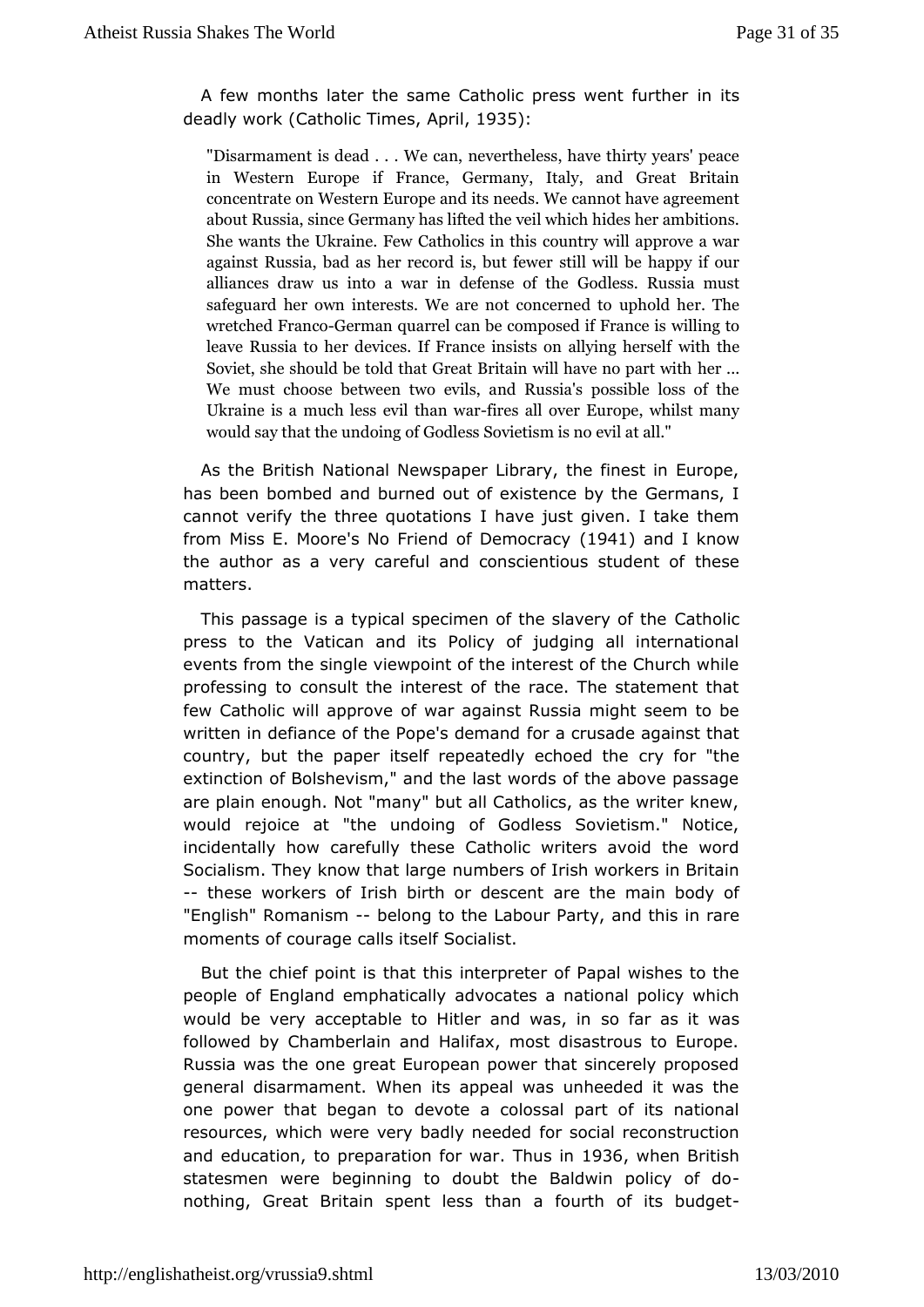A few months later the same Catholic press went further in its deadly work (Catholic Times, April, 1935):

> "Disarmament is dead . . . We can, nevertheless, have thirty years' peace in Western Europe if France, Germany, Italy, and Great Britain concentrate on Western Europe and its needs. We cannot have agreement about Russia, since Germany has lifted the veil which hides her ambitions. She wants the Ukraine. Few Catholics in this country will approve a war against Russia, bad as her record is, but fewer still will be happy if our alliances draw us into a war in defense of the Godless. Russia must safeguard her own interests. We are not concerned to uphold her. The wretched Franco-German quarrel can be composed if France is willing to leave Russia to her devices. If France insists on allying herself with the Soviet, she should be told that Great Britain will have no part with her ... We must choose between two evils, and Russia's possible loss of the Ukraine is a much less evil than war-fires all over Europe, whilst many would say that the undoing of Godless Sovietism is no evil at all."

As the British National Newspaper Library, the finest in Europe, has been bombed and burned out of existence by the Germans, I cannot verify the three quotations I have just given. I take them from Miss E. Moore's No Friend of Democracy (1941) and I know the author as a very careful and conscientious student of these matters.

This passage is a typical specimen of the slavery of the Catholic press to the Vatican and its Policy of judging all international events from the single viewpoint of the interest of the Church while professing to consult the interest of the race. The statement that few Catholic will approve of war against Russia might seem to be written in defiance of the Pope's demand for a crusade against that country, but the paper itself repeatedly echoed the cry for "the extinction of Bolshevism," and the last words of the above passage are plain enough. Not "many" but all Catholics, as the writer knew, would rejoice at "the undoing of Godless Sovietism." Notice, incidentally how carefully these Catholic writers avoid the word Socialism. They know that large numbers of Irish workers in Britain -- these workers of Irish birth or descent are the main body of "English" Romanism -- belong to the Labour Party, and this in rare moments of courage calls itself Socialist.

But the chief point is that this interpreter of Papal wishes to the people of England emphatically advocates a national policy which would be very acceptable to Hitler and was, in so far as it was followed by Chamberlain and Halifax, most disastrous to Europe. Russia was the one great European power that sincerely proposed general disarmament. When its appeal was unheeded it was the one power that began to devote a colossal part of its national resources, which were very badly needed for social reconstruction and education, to preparation for war. Thus in 1936, when British statesmen were beginning to doubt the Baldwin policy of do-nothing, Great Britain spent less than a fourth of its budget-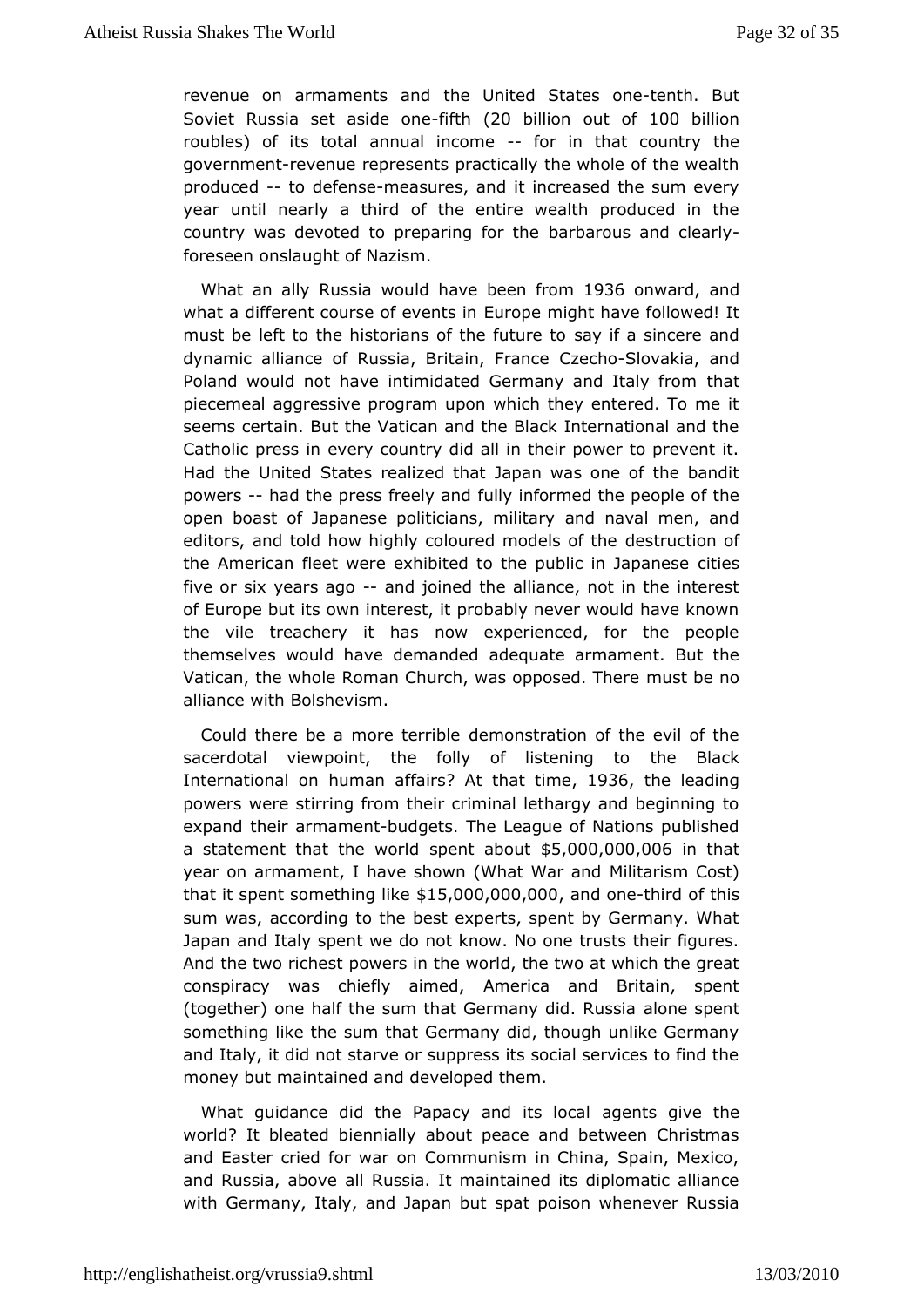revenue on armaments and the United States one-tenth. But Soviet Russia set aside one-fifth (20 billion out of 100 billion roubles) of its total annual income -- for in that country the government-revenue represents practically the whole of the wealth produced -- to defense-measures, and it increased the sum every year until nearly a third of the entire wealth produced in the country was devoted to preparing for the barbarous and clearly-foreseen onslaught of Nazism.

What an ally Russia would have been from 1936 onward, and what a different course of events in Europe might have followed! It must be left to the historians of the future to say if a sincere and dynamic alliance of Russia, Britain, France Czecho-Slovakia, and Poland would not have intimidated Germany and Italy from that piecemeal aggressive program upon which they entered. To me it seems certain. But the Vatican and the Black International and the Catholic press in every country did all in their power to prevent it. Had the United States realized that Japan was one of the bandit powers -- had the press freely and fully informed the people of the open boast of Japanese politicians, military and naval men, and editors, and told how highly coloured models of the destruction of the American fleet were exhibited to the public in Japanese cities five or six years ago -- and joined the alliance, not in the interest of Europe but its own interest, it probably never would have known the vile treachery it has now experienced, for the people themselves would have demanded adequate armament. But the Vatican, the whole Roman Church, was opposed. There must be no alliance with Bolshevism.

Could there be a more terrible demonstration of the evil of the sacerdotal viewpoint, the folly of listening to the Black International on human affairs? At that time, 1936, the leading powers were stirring from their criminal lethargy and beginning to expand their armament-budgets. The League of Nations published a statement that the world spent about $5,000,000,006 in that year on armament, I have shown (What War and Militarism Cost) that it spent something like $15,000,000,000, and one-third of this sum was, according to the best experts, spent by Germany. What Japan and Italy spent we do not know. No one trusts their figures. And the two richest powers in the world, the two at which the great conspiracy was chiefly aimed, America and Britain, spent (together) one half the sum that Germany did. Russia alone spent something like the sum that Germany did, though unlike Germany and Italy, it did not starve or suppress its social services to find the money but maintained and developed them.

What guidance did the Papacy and its local agents give the world? It bleated biennially about peace and between Christmas and Easter cried for war on Communism in China, Spain, Mexico, and Russia, above all Russia. It maintained its diplomatic alliance with Germany, Italy, and Japan but spat poison whenever Russia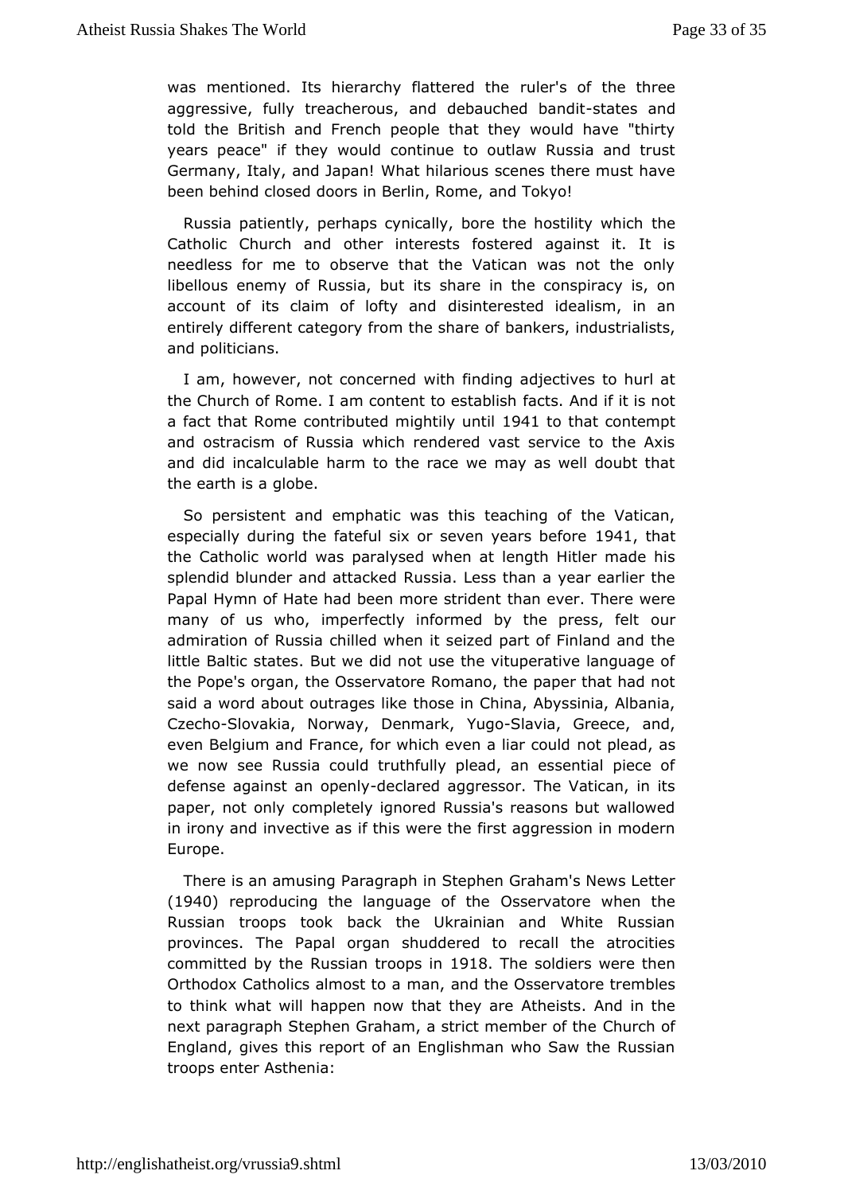was mentioned. Its hierarchy flattered the ruler's of the three aggressive, fully treacherous, and debauched bandit-states and told the British and French people that they would have "thirty years peace" if they would continue to outlaw Russia and trust Germany, Italy, and Japan! What hilarious scenes there must have been behind closed doors in Berlin, Rome, and Tokyo!

Russia patiently, perhaps cynically, bore the hostility which the Catholic Church and other interests fostered against it. It is needless for me to observe that the Vatican was not the only libellous enemy of Russia, but its share in the conspiracy is, on account of its claim of lofty and disinterested idealism, in an entirely different category from the share of bankers, industrialists, and politicians.

I am, however, not concerned with finding adjectives to hurl at the Church of Rome. I am content to establish facts. And if it is not a fact that Rome contributed mightily until 1941 to that contempt and ostracism of Russia which rendered vast service to the Axis and did incalculable harm to the race we may as well doubt that the earth is a globe.

So persistent and emphatic was this teaching of the Vatican, especially during the fateful six or seven years before 1941, that the Catholic world was paralysed when at length Hitler made his splendid blunder and attacked Russia. Less than a year earlier the Papal Hymn of Hate had been more strident than ever. There were many of us who, imperfectly informed by the press, felt our admiration of Russia chilled when it seized part of Finland and the little Baltic states. But we did not use the vituperative language of the Pope's organ, the Osservatore Romano, the paper that had not said a word about outrages like those in China, Abyssinia, Albania, Czecho-Slovakia, Norway, Denmark, Yugo-Slavia, Greece, and, even Belgium and France, for which even a liar could not plead, as we now see Russia could truthfully plead, an essential piece of defense against an openly-declared aggressor. The Vatican, in its paper, not only completely ignored Russia's reasons but wallowed in irony and invective as if this were the first aggression in modern Europe.

There is an amusing Paragraph in Stephen Graham's News Letter (1940) reproducing the language of the Osservatore when the Russian troops took back the Ukrainian and White Russian provinces. The Papal organ shuddered to recall the atrocities committed by the Russian troops in 1918. The soldiers were then Orthodox Catholics almost to a man, and the Osservatore trembles to think what will happen now that they are Atheists. And in the next paragraph Stephen Graham, a strict member of the Church of England, gives this report of an Englishman who Saw the Russian troops enter Asthenia: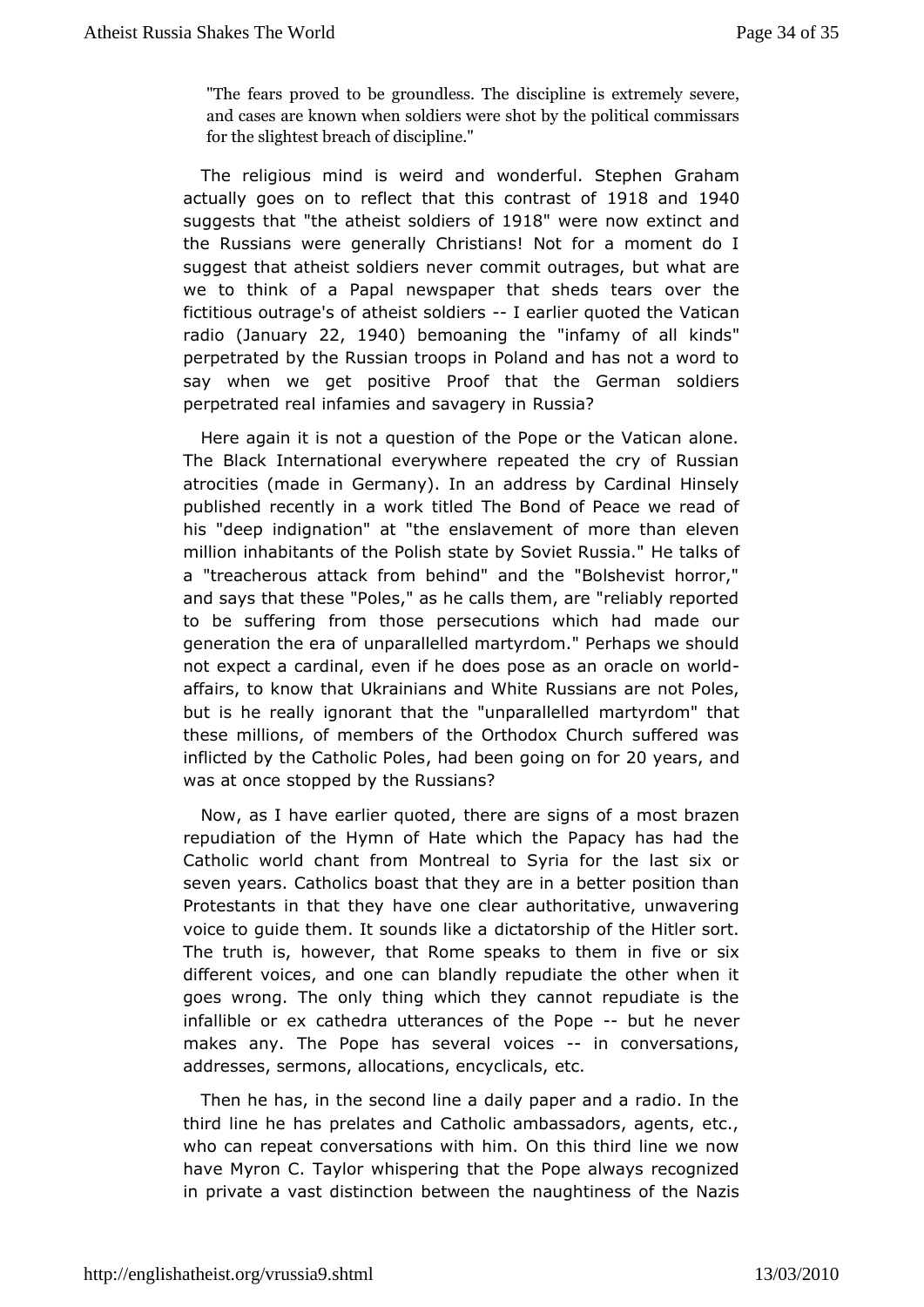> "The fears proved to be groundless. The discipline is extremely severe, and cases are known when soldiers were shot by the political commissars for the slightest breach of discipline."

The religious mind is weird and wonderful. Stephen Graham actually goes on to reflect that this contrast of 1918 and 1940 suggests that "the atheist soldiers of 1918" were now extinct and the Russians were generally Christians! Not for a moment do I suggest that atheist soldiers never commit outrages, but what are we to think of a Papal newspaper that sheds tears over the fictitious outrage's of atheist soldiers -- I earlier quoted the Vatican radio (January 22, 1940) bemoaning the "infamy of all kinds" perpetrated by the Russian troops in Poland and has not a word to say when we get positive Proof that the German soldiers perpetrated real infamies and savagery in Russia?

Here again it is not a question of the Pope or the Vatican alone. The Black International everywhere repeated the cry of Russian atrocities (made in Germany). In an address by Cardinal Hinsely published recently in a work titled The Bond of Peace we read of his "deep indignation" at "the enslavement of more than eleven million inhabitants of the Polish state by Soviet Russia." He talks of a "treacherous attack from behind" and the "Bolshevist horror," and says that these "Poles," as he calls them, are "reliably reported to be suffering from those persecutions which had made our generation the era of unparallelled martyrdom." Perhaps we should not expect a cardinal, even if he does pose as an oracle on world-affairs, to know that Ukrainians and White Russians are not Poles, but is he really ignorant that the "unparallelled martyrdom" that these millions, of members of the Orthodox Church suffered was inflicted by the Catholic Poles, had been going on for 20 years, and was at once stopped by the Russians?

Now, as I have earlier quoted, there are signs of a most brazen repudiation of the Hymn of Hate which the Papacy has had the Catholic world chant from Montreal to Syria for the last six or seven years. Catholics boast that they are in a better position than Protestants in that they have one clear authoritative, unwavering voice to guide them. It sounds like a dictatorship of the Hitler sort. The truth is, however, that Rome speaks to them in five or six different voices, and one can blandly repudiate the other when it goes wrong. The only thing which they cannot repudiate is the infallible or ex cathedra utterances of the Pope -- but he never makes any. The Pope has several voices -- in conversations, addresses, sermons, allocations, encyclicals, etc.

Then he has, in the second line a daily paper and a radio. In the third line he has prelates and Catholic ambassadors, agents, etc., who can repeat conversations with him. On this third line we now have Myron C. Taylor whispering that the Pope always recognized in private a vast distinction between the naughtiness of the Nazis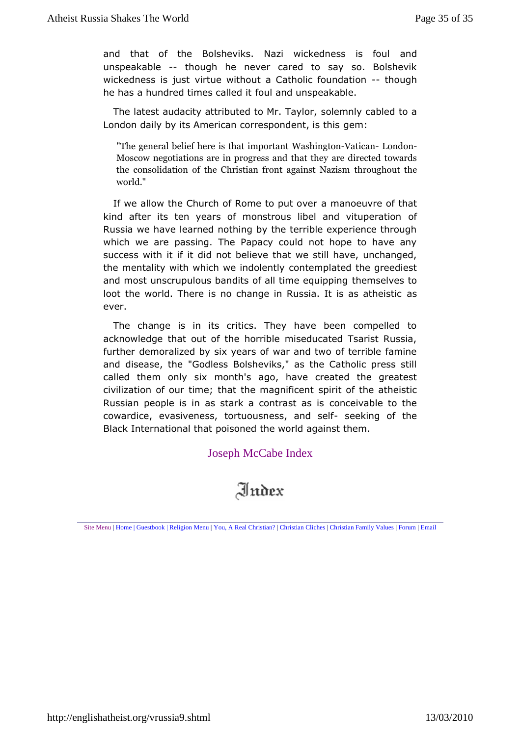and that of the Bolsheviks. Nazi wickedness is foul and unspeakable -- though he never cared to say so. Bolshevik wickedness is just virtue without a Catholic foundation -- though he has a hundred times called it foul and unspeakable.

The latest audacity attributed to Mr. Taylor, solemnly cabled to a London daily by its American correspondent, is this gem:

> "The general belief here is that important Washington-Vatican- London-Moscow negotiations are in progress and that they are directed towards the consolidation of the Christian front against Nazism throughout the world."

If we allow the Church of Rome to put over a manoeuvre of that kind after its ten years of monstrous libel and vituperation of Russia we have learned nothing by the terrible experience through which we are passing. The Papacy could not hope to have any success with it if it did not believe that we still have, unchanged, the mentality with which we indolently contemplated the greediest and most unscrupulous bandits of all time equipping themselves to loot the world. There is no change in Russia. It is as atheistic as ever.

The change is in its critics. They have been compelled to acknowledge that out of the horrible miseducated Tsarist Russia, further demoralized by six years of war and two of terrible famine and disease, the "Godless Bolsheviks," as the Catholic press still called them only six month's ago, have created the greatest civilization of our time; that the magnificent spirit of the atheistic Russian people is in as stark a contrast as is conceivable to the cowardice, evasiveness, tortuousness, and self- seeking of the Black International that poisoned the world against them.

Joseph McCabe Index

Index

Site Menu | Home | Guestbook | Religion Menu | You, A Real Christian? | Christian Cliches | Christian Family Values | Forum | Email